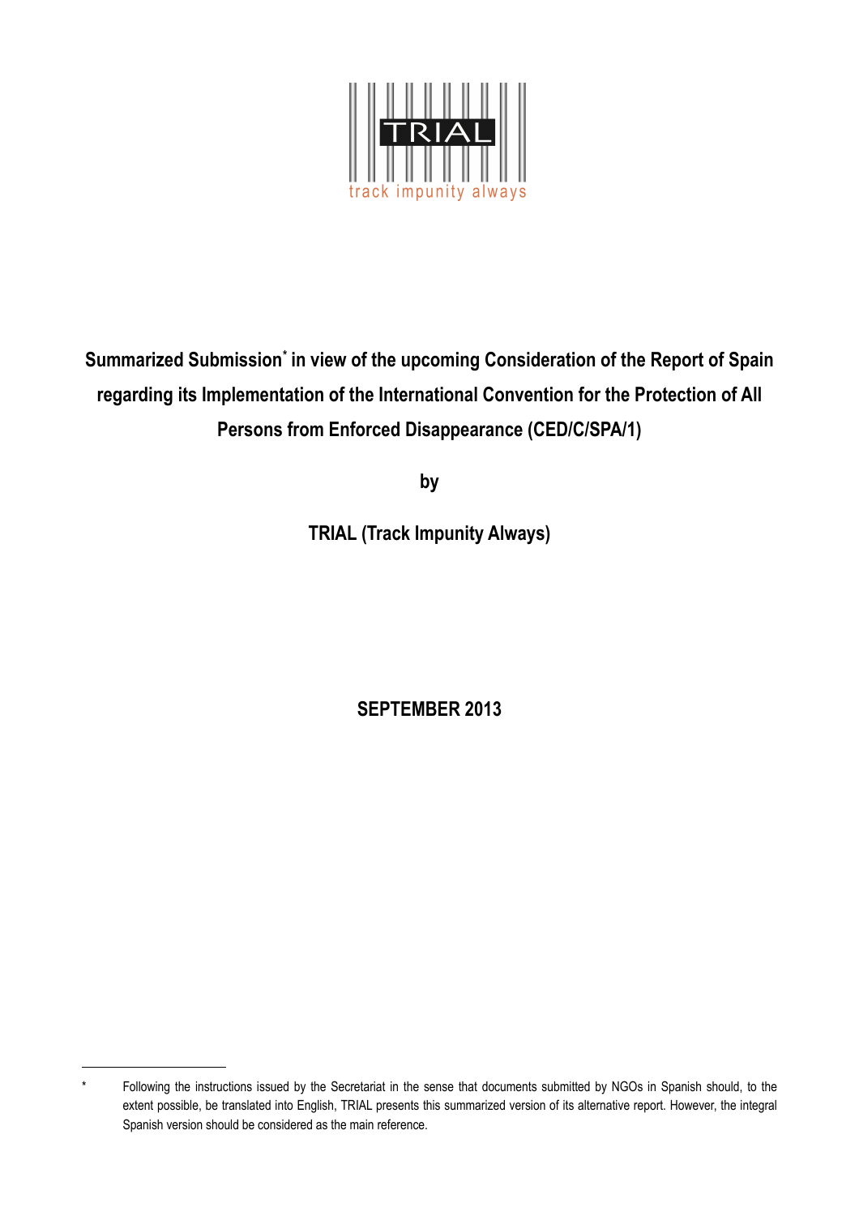TRIAL

track impunity always

# Summarized Submission[*] in view of the upcoming Consideration of the Report of Spain regarding its Implementation of the International Convention for the Protection of All Persons from Enforced Disappearance (CED/C/SPA/1)

**by**

**TRIAL (Track Impunity Always)**

**SEPTEMBER 2013**

---

[*] Following the instructions issued by the Secretariat in the sense that documents submitted by NGOs in Spanish should, to the extent possible, be translated into English, TRIAL presents this summarized version of its alternative report. However, the integral Spanish version should be considered as the main reference.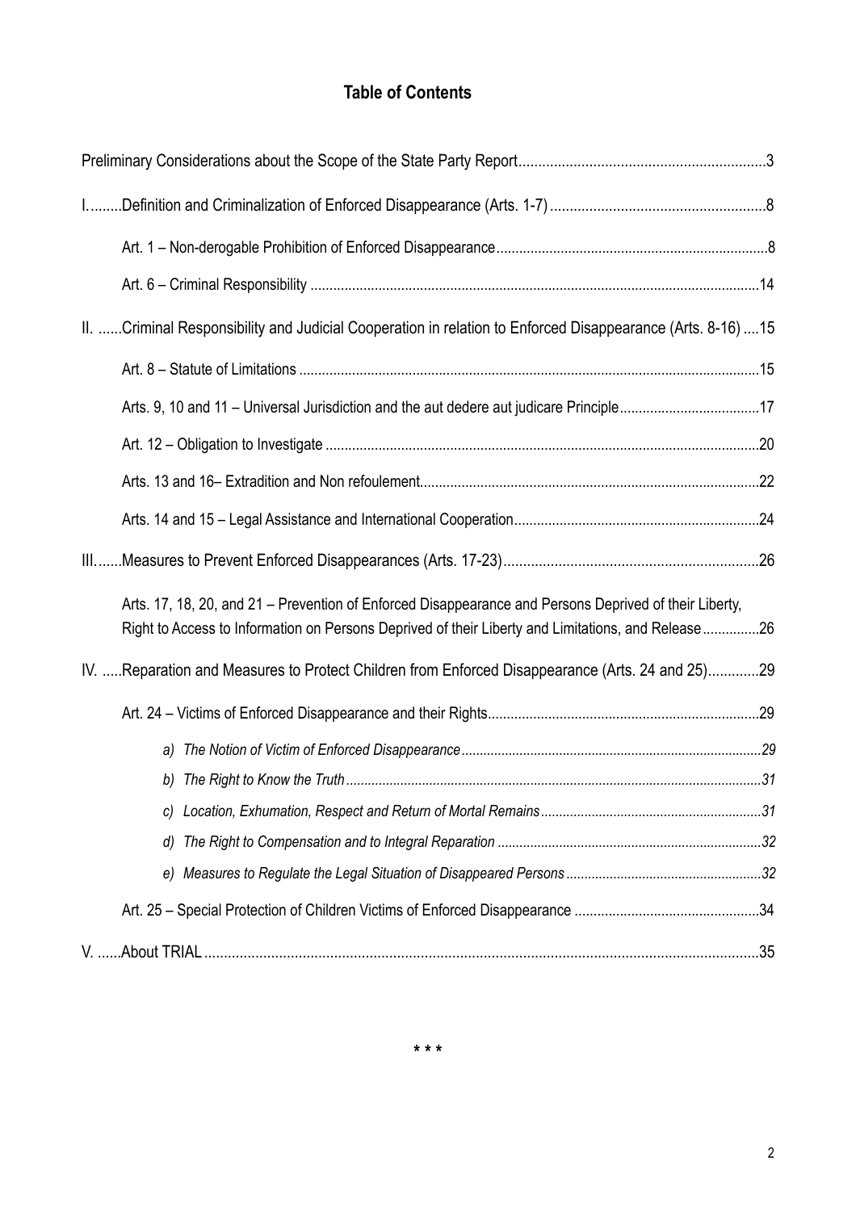# Table of Contents

Preliminary Considerations about the Scope of the State Party Report .......... 3

I. ........Definition and Criminalization of Enforced Disappearance (Arts. 1-7) .......... 8

- Art. 1 – Non-derogable Prohibition of Enforced Disappearance .......... 8
- Art. 6 – Criminal Responsibility .......... 14

II. ......Criminal Responsibility and Judicial Cooperation in relation to Enforced Disappearance (Arts. 8-16) .... 15

- Art. 8 – Statute of Limitations .......... 15
- Arts. 9, 10 and 11 – Universal Jurisdiction and the aut dedere aut judicare Principle .......... 17
- Art. 12 – Obligation to Investigate .......... 20
- Arts. 13 and 16– Extradition and Non refoulement .......... 22
- Arts. 14 and 15 – Legal Assistance and International Cooperation .......... 24

III. ......Measures to Prevent Enforced Disappearances (Arts. 17-23) .......... 26

- Arts. 17, 18, 20, and 21 – Prevention of Enforced Disappearance and Persons Deprived of their Liberty, Right to Access to Information on Persons Deprived of their Liberty and Limitations, and Release .......... 26

IV. .....Reparation and Measures to Protect Children from Enforced Disappearance (Arts. 24 and 25) .......... 29

- Art. 24 – Victims of Enforced Disappearance and their Rights .......... 29
  - *a) The Notion of Victim of Enforced Disappearance .......... 29*
  - *b) The Right to Know the Truth .......... 31*
  - *c) Location, Exhumation, Respect and Return of Mortal Remains .......... 31*
  - *d) The Right to Compensation and to Integral Reparation .......... 32*
  - *e) Measures to Regulate the Legal Situation of Disappeared Persons .......... 32*
- Art. 25 – Special Protection of Children Victims of Enforced Disappearance .......... 34

V. ......About TRIAL .......... 35

\* \* \*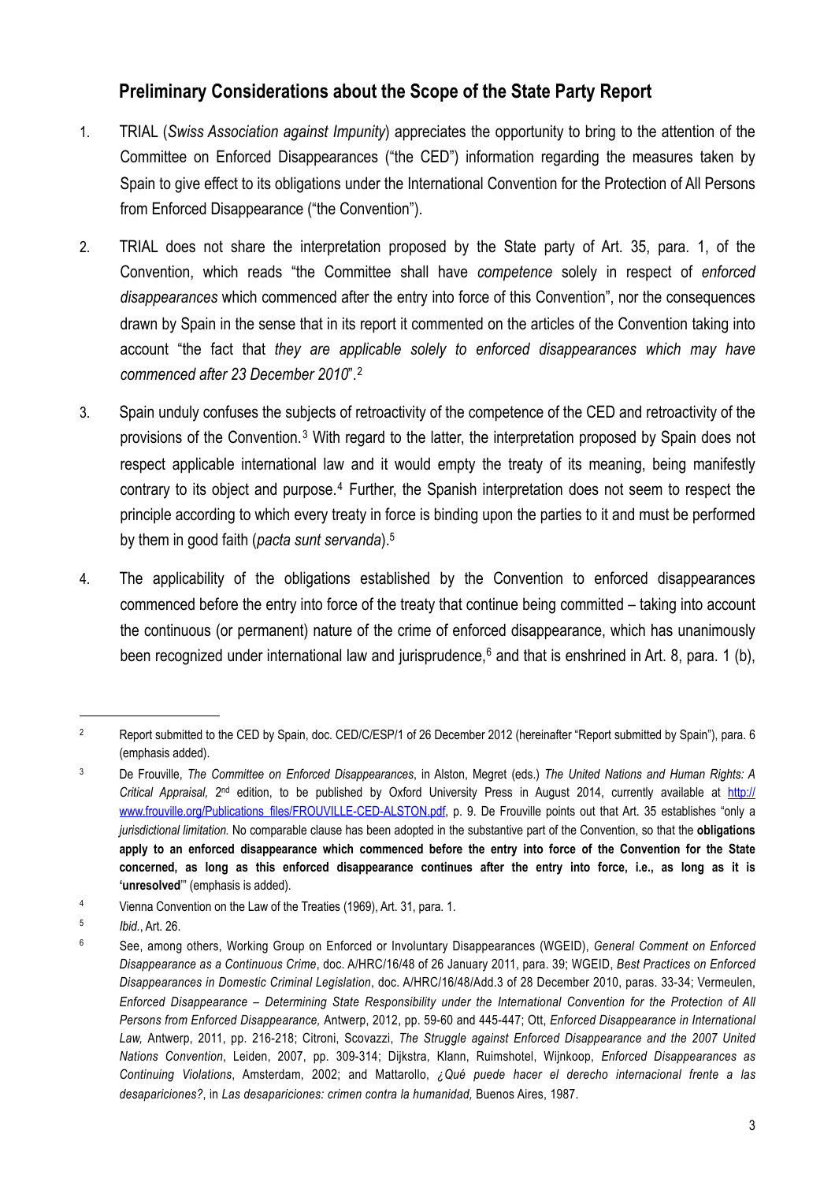## Preliminary Considerations about the Scope of the State Party Report

1. TRIAL (*Swiss Association against Impunity*) appreciates the opportunity to bring to the attention of the Committee on Enforced Disappearances ("the CED") information regarding the measures taken by Spain to give effect to its obligations under the International Convention for the Protection of All Persons from Enforced Disappearance ("the Convention").

2. TRIAL does not share the interpretation proposed by the State party of Art. 35, para. 1, of the Convention, which reads "the Committee shall have *competence* solely in respect of *enforced disappearances* which commenced after the entry into force of this Convention", nor the consequences drawn by Spain in the sense that in its report it commented on the articles of the Convention taking into account "the fact that *they are applicable solely to enforced disappearances which may have commenced after 23 December 2010*".[2]

3. Spain unduly confuses the subjects of retroactivity of the competence of the CED and retroactivity of the provisions of the Convention.[3] With regard to the latter, the interpretation proposed by Spain does not respect applicable international law and it would empty the treaty of its meaning, being manifestly contrary to its object and purpose.[4] Further, the Spanish interpretation does not seem to respect the principle according to which every treaty in force is binding upon the parties to it and must be performed by them in good faith (*pacta sunt servanda*).[5]

4. The applicability of the obligations established by the Convention to enforced disappearances commenced before the entry into force of the treaty that continue being committed – taking into account the continuous (or permanent) nature of the crime of enforced disappearance, which has unanimously been recognized under international law and jurisprudence,[6] and that is enshrined in Art. 8, para. 1 (b),

---

[2] Report submitted to the CED by Spain, doc. CED/C/ESP/1 of 26 December 2012 (hereinafter "Report submitted by Spain"), para. 6 (emphasis added).

[3] De Frouville, *The Committee on Enforced Disappearances*, in Alston, Megret (eds.) *The United Nations and Human Rights: A Critical Appraisal,* 2nd edition, to be published by Oxford University Press in August 2014, currently available at http://www.frouville.org/Publications_files/FROUVILLE-CED-ALSTON.pdf, p. 9. De Frouville points out that Art. 35 establishes "only a *jurisdictional limitation.* No comparable clause has been adopted in the substantive part of the Convention, so that the **obligations apply to an enforced disappearance which commenced before the entry into force of the Convention for the State concerned, as long as this enforced disappearance continues after the entry into force, i.e., as long as it is 'unresolved'**" (emphasis is added).

[4] Vienna Convention on the Law of the Treaties (1969), Art. 31, para. 1.

[5] *Ibid.*, Art. 26.

[6] See, among others, Working Group on Enforced or Involuntary Disappearances (WGEID), *General Comment on Enforced Disappearance as a Continuous Crime*, doc. A/HRC/16/48 of 26 January 2011, para. 39; WGEID, *Best Practices on Enforced Disappearances in Domestic Criminal Legislation*, doc. A/HRC/16/48/Add.3 of 28 December 2010, paras. 33-34; Vermeulen, *Enforced Disappearance – Determining State Responsibility under the International Convention for the Protection of All Persons from Enforced Disappearance,* Antwerp, 2012, pp. 59-60 and 445-447; Ott, *Enforced Disappearance in International Law,* Antwerp, 2011, pp. 216-218; Citroni, Scovazzi, *The Struggle against Enforced Disappearance and the 2007 United Nations Convention*, Leiden, 2007, pp. 309-314; Dijkstra, Klann, Ruimshotel, Wijnkoop, *Enforced Disappearances as Continuing Violations*, Amsterdam, 2002; and Mattarollo, *¿Qué puede hacer el derecho internacional frente a las desapariciones?*, in *Las desapariciones: crimen contra la humanidad,* Buenos Aires, 1987.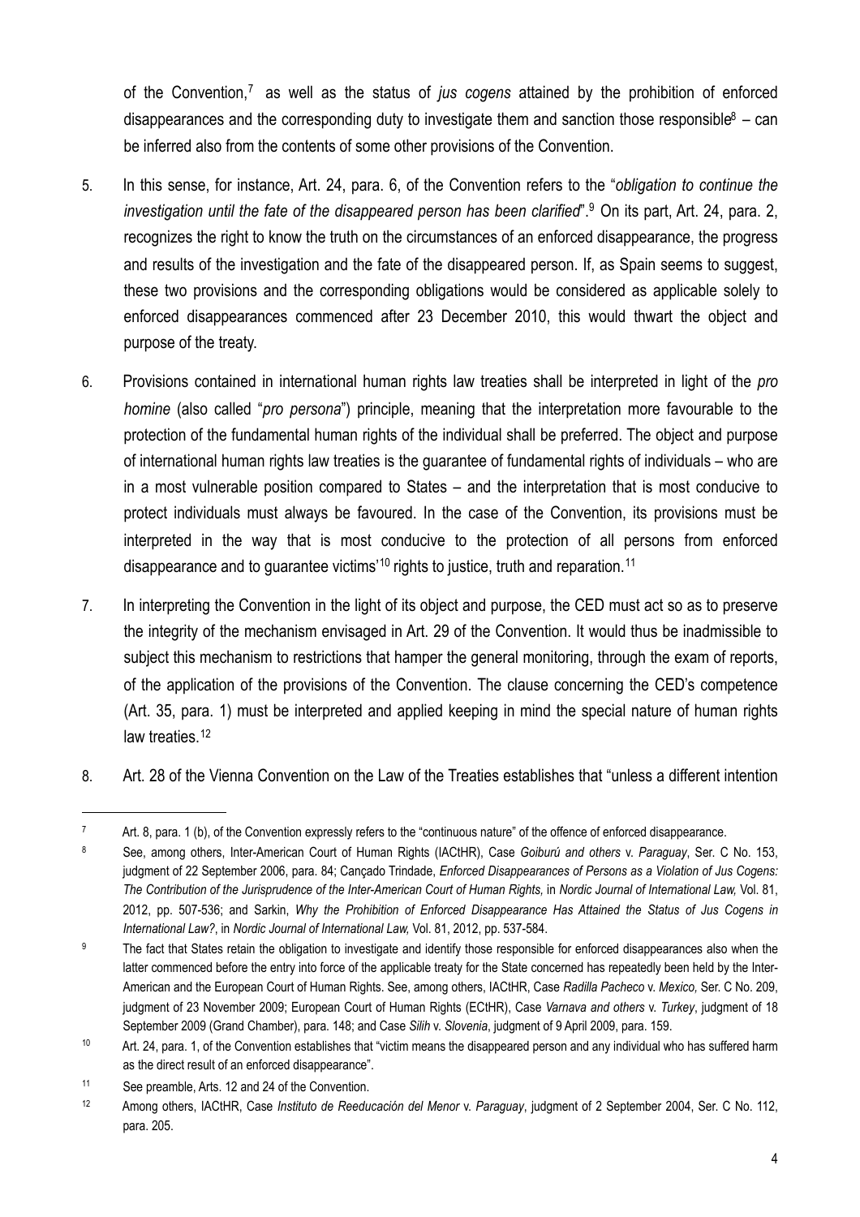of the Convention,[7] as well as the status of *jus cogens* attained by the prohibition of enforced disappearances and the corresponding duty to investigate them and sanction those responsible[8] – can be inferred also from the contents of some other provisions of the Convention.

5. In this sense, for instance, Art. 24, para. 6, of the Convention refers to the "*obligation to continue the investigation until the fate of the disappeared person has been clarified*".[9] On its part, Art. 24, para. 2, recognizes the right to know the truth on the circumstances of an enforced disappearance, the progress and results of the investigation and the fate of the disappeared person. If, as Spain seems to suggest, these two provisions and the corresponding obligations would be considered as applicable solely to enforced disappearances commenced after 23 December 2010, this would thwart the object and purpose of the treaty.

6. Provisions contained in international human rights law treaties shall be interpreted in light of the *pro homine* (also called "*pro persona*") principle, meaning that the interpretation more favourable to the protection of the fundamental human rights of the individual shall be preferred. The object and purpose of international human rights law treaties is the guarantee of fundamental rights of individuals – who are in a most vulnerable position compared to States – and the interpretation that is most conducive to protect individuals must always be favoured. In the case of the Convention, its provisions must be interpreted in the way that is most conducive to the protection of all persons from enforced disappearance and to guarantee victims'[10] rights to justice, truth and reparation.[11]

7. In interpreting the Convention in the light of its object and purpose, the CED must act so as to preserve the integrity of the mechanism envisaged in Art. 29 of the Convention. It would thus be inadmissible to subject this mechanism to restrictions that hamper the general monitoring, through the exam of reports, of the application of the provisions of the Convention. The clause concerning the CED's competence (Art. 35, para. 1) must be interpreted and applied keeping in mind the special nature of human rights law treaties.[12]

8. Art. 28 of the Vienna Convention on the Law of the Treaties establishes that "unless a different intention

---

[7] Art. 8, para. 1 (b), of the Convention expressly refers to the "continuous nature" of the offence of enforced disappearance.

[8] See, among others, Inter-American Court of Human Rights (IACtHR), Case *Goiburú and others* v. *Paraguay*, Ser. C No. 153, judgment of 22 September 2006, para. 84; Cançado Trindade, *Enforced Disappearances of Persons as a Violation of Jus Cogens: The Contribution of the Jurisprudence of the Inter-American Court of Human Rights,* in *Nordic Journal of International Law,* Vol. 81, 2012, pp. 507-536; and Sarkin, *Why the Prohibition of Enforced Disappearance Has Attained the Status of Jus Cogens in International Law?*, in *Nordic Journal of International Law,* Vol. 81, 2012, pp. 537-584.

[9] The fact that States retain the obligation to investigate and identify those responsible for enforced disappearances also when the latter commenced before the entry into force of the applicable treaty for the State concerned has repeatedly been held by the Inter-American and the European Court of Human Rights. See, among others, IACtHR, Case *Radilla Pacheco* v. *Mexico,* Ser. C No. 209, judgment of 23 November 2009; European Court of Human Rights (ECtHR), Case *Varnava and others* v. *Turkey*, judgment of 18 September 2009 (Grand Chamber), para. 148; and Case *Silih* v. *Slovenia*, judgment of 9 April 2009, para. 159.

[10] Art. 24, para. 1, of the Convention establishes that "victim means the disappeared person and any individual who has suffered harm as the direct result of an enforced disappearance".

[11] See preamble, Arts. 12 and 24 of the Convention.

[12] Among others, IACtHR, Case *Instituto de Reeducación del Menor* v. *Paraguay*, judgment of 2 September 2004, Ser. C No. 112, para. 205.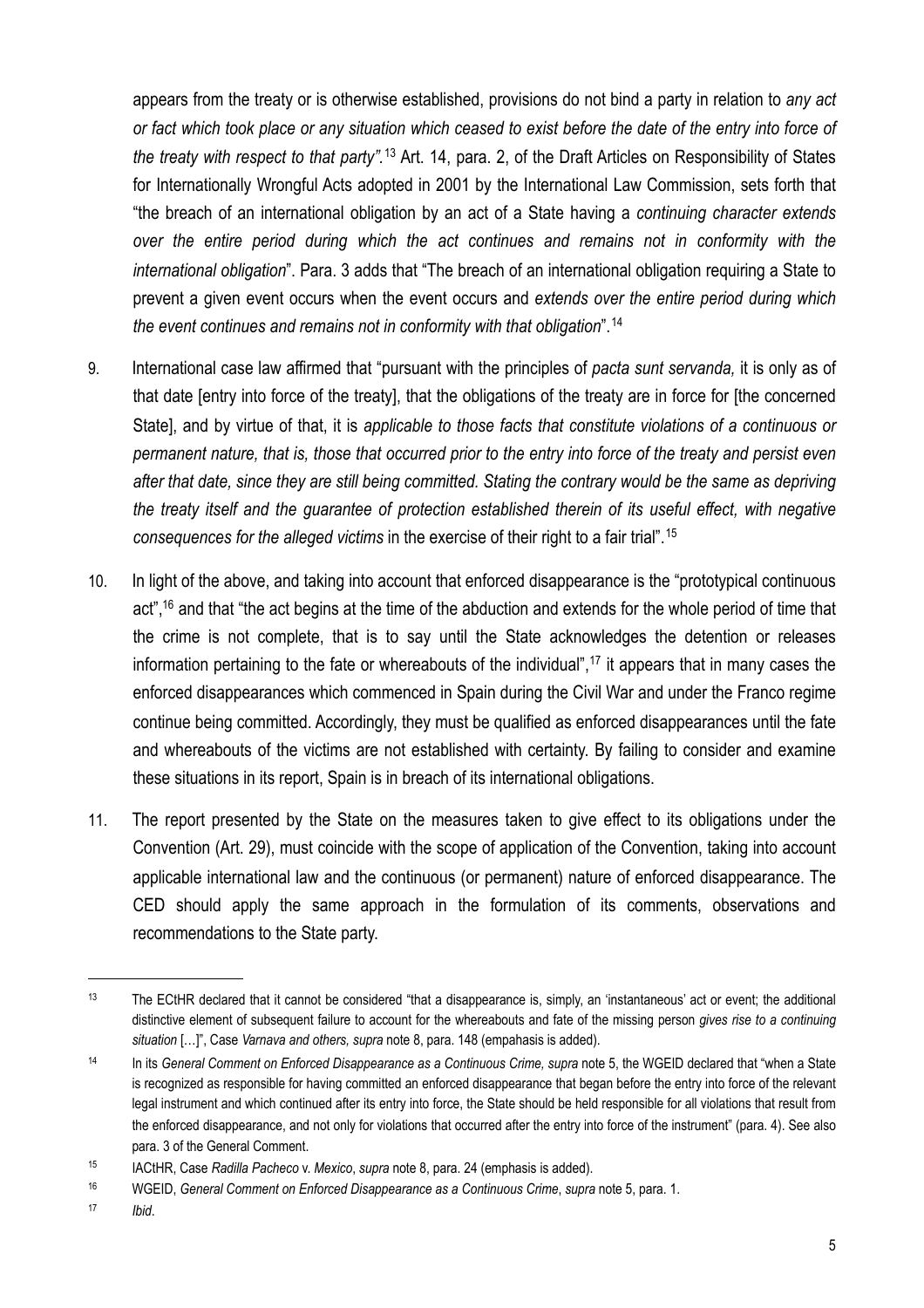appears from the treaty or is otherwise established, provisions do not bind a party in relation to *any act or fact which took place or any situation which ceased to exist before the date of the entry into force of the treaty with respect to that party"*.[13] Art. 14, para. 2, of the Draft Articles on Responsibility of States for Internationally Wrongful Acts adopted in 2001 by the International Law Commission, sets forth that "the breach of an international obligation by an act of a State having a *continuing character extends over the entire period during which the act continues and remains not in conformity with the international obligation*". Para. 3 adds that "The breach of an international obligation requiring a State to prevent a given event occurs when the event occurs and *extends over the entire period during which the event continues and remains not in conformity with that obligation*".[14]

9. International case law affirmed that "pursuant with the principles of *pacta sunt servanda,* it is only as of that date [entry into force of the treaty], that the obligations of the treaty are in force for [the concerned State], and by virtue of that, it is *applicable to those facts that constitute violations of a continuous or permanent nature, that is, those that occurred prior to the entry into force of the treaty and persist even after that date, since they are still being committed. Stating the contrary would be the same as depriving the treaty itself and the guarantee of protection established therein of its useful effect, with negative consequences for the alleged victims* in the exercise of their right to a fair trial".[15]

10. In light of the above, and taking into account that enforced disappearance is the "prototypical continuous act",[16] and that "the act begins at the time of the abduction and extends for the whole period of time that the crime is not complete, that is to say until the State acknowledges the detention or releases information pertaining to the fate or whereabouts of the individual",[17] it appears that in many cases the enforced disappearances which commenced in Spain during the Civil War and under the Franco regime continue being committed. Accordingly, they must be qualified as enforced disappearances until the fate and whereabouts of the victims are not established with certainty. By failing to consider and examine these situations in its report, Spain is in breach of its international obligations.

11. The report presented by the State on the measures taken to give effect to its obligations under the Convention (Art. 29), must coincide with the scope of application of the Convention, taking into account applicable international law and the continuous (or permanent) nature of enforced disappearance. The CED should apply the same approach in the formulation of its comments, observations and recommendations to the State party.

---

[13] The ECtHR declared that it cannot be considered "that a disappearance is, simply, an 'instantaneous' act or event; the additional distinctive element of subsequent failure to account for the whereabouts and fate of the missing person *gives rise to a continuing situation* […]", Case *Varnava and others, supra* note 8, para. 148 (empahasis is added).

[14] In its *General Comment on Enforced Disappearance as a Continuous Crime, supra* note 5, the WGEID declared that "when a State is recognized as responsible for having committed an enforced disappearance that began before the entry into force of the relevant legal instrument and which continued after its entry into force, the State should be held responsible for all violations that result from the enforced disappearance, and not only for violations that occurred after the entry into force of the instrument" (para. 4). See also para. 3 of the General Comment.

[15] IACtHR, Case *Radilla Pacheco* v. *Mexico*, *supra* note 8, para. 24 (emphasis is added).

[16] WGEID, *General Comment on Enforced Disappearance as a Continuous Crime*, *supra* note 5, para. 1.

[17] *Ibid*.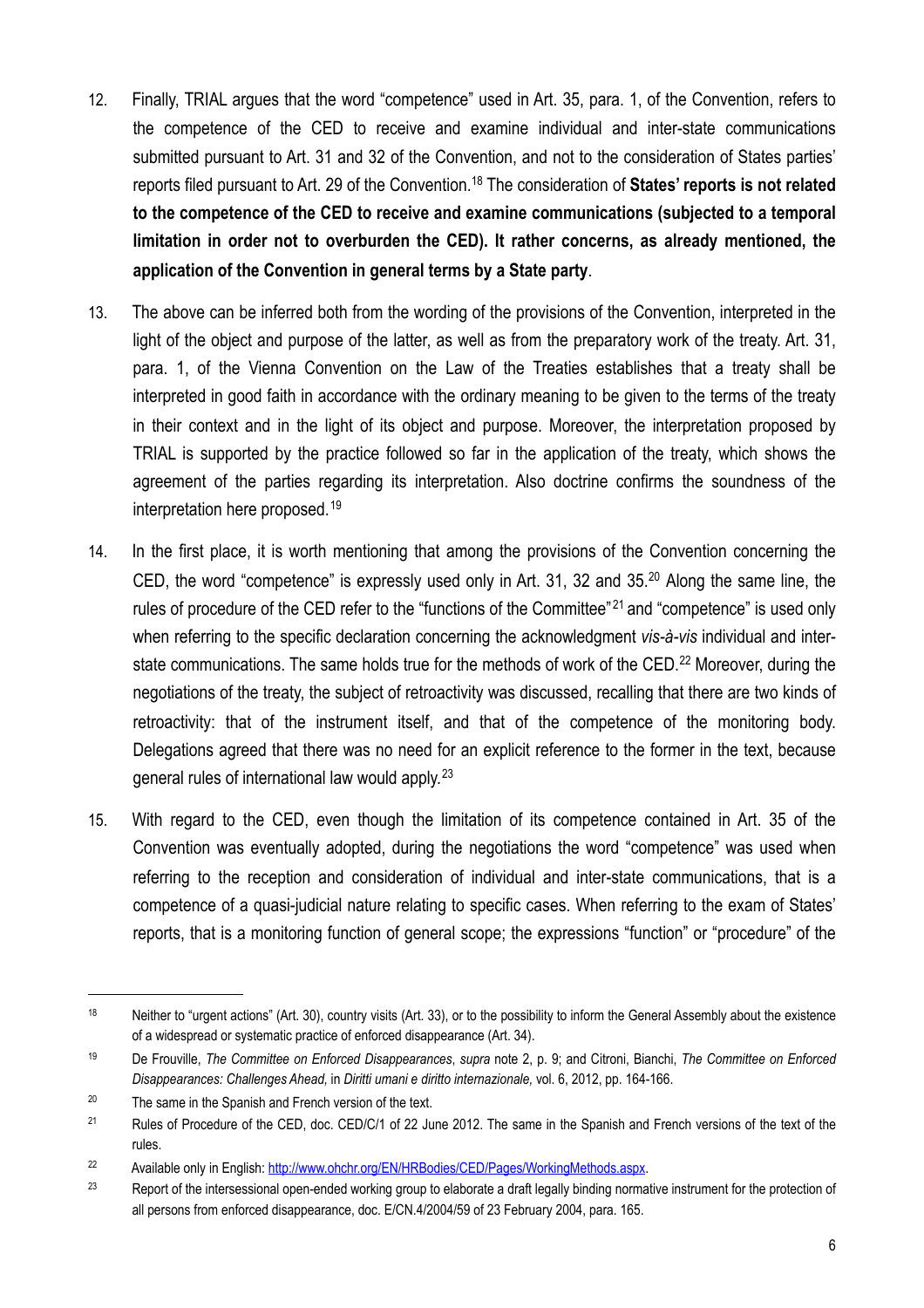12. Finally, TRIAL argues that the word "competence" used in Art. 35, para. 1, of the Convention, refers to the competence of the CED to receive and examine individual and inter-state communications submitted pursuant to Art. 31 and 32 of the Convention, and not to the consideration of States parties' reports filed pursuant to Art. 29 of the Convention.[18] The consideration of **States' reports is not related to the competence of the CED to receive and examine communications (subjected to a temporal limitation in order not to overburden the CED). It rather concerns, as already mentioned, the application of the Convention in general terms by a State party**.

13. The above can be inferred both from the wording of the provisions of the Convention, interpreted in the light of the object and purpose of the latter, as well as from the preparatory work of the treaty. Art. 31, para. 1, of the Vienna Convention on the Law of the Treaties establishes that a treaty shall be interpreted in good faith in accordance with the ordinary meaning to be given to the terms of the treaty in their context and in the light of its object and purpose. Moreover, the interpretation proposed by TRIAL is supported by the practice followed so far in the application of the treaty, which shows the agreement of the parties regarding its interpretation. Also doctrine confirms the soundness of the interpretation here proposed.[19]

14. In the first place, it is worth mentioning that among the provisions of the Convention concerning the CED, the word "competence" is expressly used only in Art. 31, 32 and 35.[20] Along the same line, the rules of procedure of the CED refer to the "functions of the Committee"[21] and "competence" is used only when referring to the specific declaration concerning the acknowledgment *vis-à-vis* individual and inter-state communications. The same holds true for the methods of work of the CED.[22] Moreover, during the negotiations of the treaty, the subject of retroactivity was discussed, recalling that there are two kinds of retroactivity: that of the instrument itself, and that of the competence of the monitoring body. Delegations agreed that there was no need for an explicit reference to the former in the text, because general rules of international law would apply.[23]

15. With regard to the CED, even though the limitation of its competence contained in Art. 35 of the Convention was eventually adopted, during the negotiations the word "competence" was used when referring to the reception and consideration of individual and inter-state communications, that is a competence of a quasi-judicial nature relating to specific cases. When referring to the exam of States' reports, that is a monitoring function of general scope; the expressions "function" or "procedure" of the

---

[18] Neither to "urgent actions" (Art. 30), country visits (Art. 33), or to the possibility to inform the General Assembly about the existence of a widespread or systematic practice of enforced disappearance (Art. 34).

[19] De Frouville, *The Committee on Enforced Disappearances*, *supra* note 2, p. 9; and Citroni, Bianchi, *The Committee on Enforced Disappearances: Challenges Ahead,* in *Diritti umani e diritto internazionale,* vol. 6, 2012, pp. 164-166.

[20] The same in the Spanish and French version of the text.

[21] Rules of Procedure of the CED, doc. CED/C/1 of 22 June 2012. The same in the Spanish and French versions of the text of the rules.

[22] Available only in English: http://www.ohchr.org/EN/HRBodies/CED/Pages/WorkingMethods.aspx.

[23] Report of the intersessional open-ended working group to elaborate a draft legally binding normative instrument for the protection of all persons from enforced disappearance, doc. E/CN.4/2004/59 of 23 February 2004, para. 165.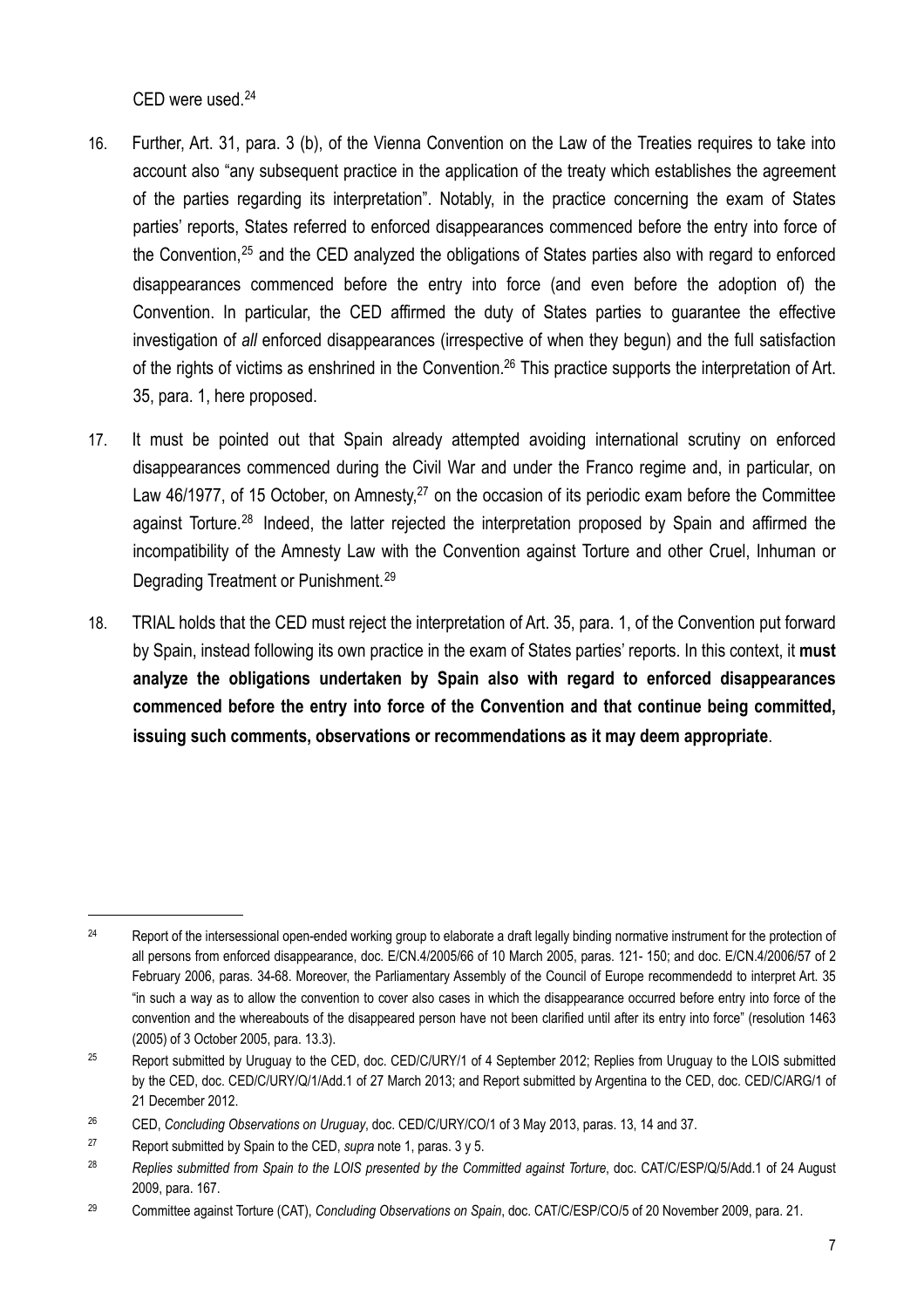CED were used.[24]

16. Further, Art. 31, para. 3 (b), of the Vienna Convention on the Law of the Treaties requires to take into account also "any subsequent practice in the application of the treaty which establishes the agreement of the parties regarding its interpretation". Notably, in the practice concerning the exam of States parties' reports, States referred to enforced disappearances commenced before the entry into force of the Convention,[25] and the CED analyzed the obligations of States parties also with regard to enforced disappearances commenced before the entry into force (and even before the adoption of) the Convention. In particular, the CED affirmed the duty of States parties to guarantee the effective investigation of *all* enforced disappearances (irrespective of when they begun) and the full satisfaction of the rights of victims as enshrined in the Convention.[26] This practice supports the interpretation of Art. 35, para. 1, here proposed.

17. It must be pointed out that Spain already attempted avoiding international scrutiny on enforced disappearances commenced during the Civil War and under the Franco regime and, in particular, on Law 46/1977, of 15 October, on Amnesty,[27] on the occasion of its periodic exam before the Committee against Torture.[28] Indeed, the latter rejected the interpretation proposed by Spain and affirmed the incompatibility of the Amnesty Law with the Convention against Torture and other Cruel, Inhuman or Degrading Treatment or Punishment.[29]

18. TRIAL holds that the CED must reject the interpretation of Art. 35, para. 1, of the Convention put forward by Spain, instead following its own practice in the exam of States parties' reports. In this context, it **must analyze the obligations undertaken by Spain also with regard to enforced disappearances commenced before the entry into force of the Convention and that continue being committed, issuing such comments, observations or recommendations as it may deem appropriate**.

---

[24] Report of the intersessional open-ended working group to elaborate a draft legally binding normative instrument for the protection of all persons from enforced disappearance, doc. E/CN.4/2005/66 of 10 March 2005, paras. 121- 150; and doc. E/CN.4/2006/57 of 2 February 2006, paras. 34-68. Moreover, the Parliamentary Assembly of the Council of Europe recommendedd to interpret Art. 35 "in such a way as to allow the convention to cover also cases in which the disappearance occurred before entry into force of the convention and the whereabouts of the disappeared person have not been clarified until after its entry into force" (resolution 1463 (2005) of 3 October 2005, para. 13.3).

[25] Report submitted by Uruguay to the CED, doc. CED/C/URY/1 of 4 September 2012; Replies from Uruguay to the LOIS submitted by the CED, doc. CED/C/URY/Q/1/Add.1 of 27 March 2013; and Report submitted by Argentina to the CED, doc. CED/C/ARG/1 of 21 December 2012.

[26] CED, *Concluding Observations on Uruguay*, doc. CED/C/URY/CO/1 of 3 May 2013, paras. 13, 14 and 37.

[27] Report submitted by Spain to the CED, *supra* note 1, paras. 3 y 5.

[28] *Replies submitted from Spain to the LOIS presented by the Committed against Torture*, doc. CAT/C/ESP/Q/5/Add.1 of 24 August 2009, para. 167.

[29] Committee against Torture (CAT), *Concluding Observations on Spain*, doc. CAT/C/ESP/CO/5 of 20 November 2009, para. 21.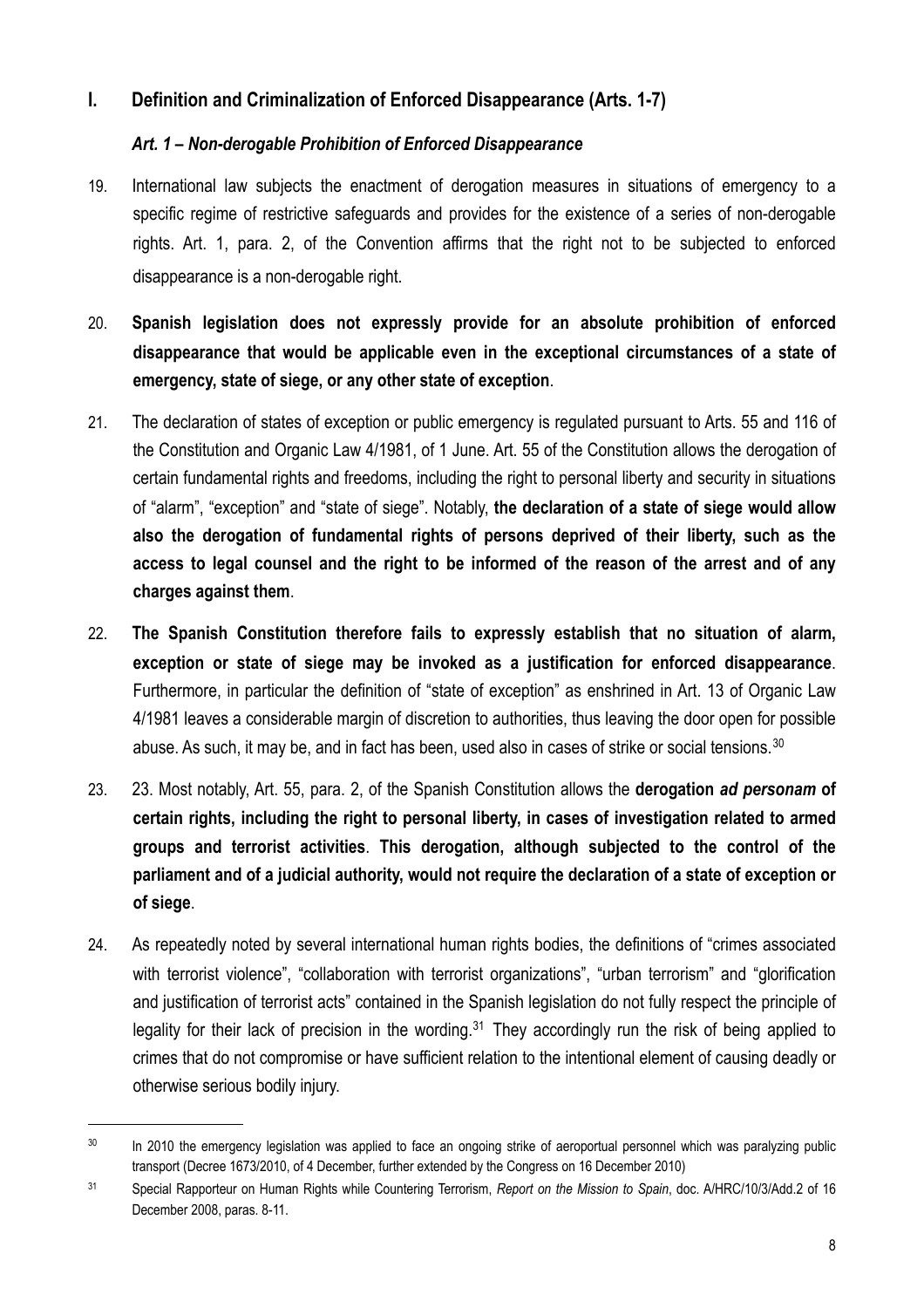## I. Definition and Criminalization of Enforced Disappearance (Arts. 1-7)

### *Art. 1 – Non-derogable Prohibition of Enforced Disappearance*

19. International law subjects the enactment of derogation measures in situations of emergency to a specific regime of restrictive safeguards and provides for the existence of a series of non-derogable rights. Art. 1, para. 2, of the Convention affirms that the right not to be subjected to enforced disappearance is a non-derogable right.

20. **Spanish legislation does not expressly provide for an absolute prohibition of enforced disappearance that would be applicable even in the exceptional circumstances of a state of emergency, state of siege, or any other state of exception**.

21. The declaration of states of exception or public emergency is regulated pursuant to Arts. 55 and 116 of the Constitution and Organic Law 4/1981, of 1 June. Art. 55 of the Constitution allows the derogation of certain fundamental rights and freedoms, including the right to personal liberty and security in situations of "alarm", "exception" and "state of siege". Notably, **the declaration of a state of siege would allow also the derogation of fundamental rights of persons deprived of their liberty, such as the access to legal counsel and the right to be informed of the reason of the arrest and of any charges against them**.

22. **The Spanish Constitution therefore fails to expressly establish that no situation of alarm, exception or state of siege may be invoked as a justification for enforced disappearance**. Furthermore, in particular the definition of "state of exception" as enshrined in Art. 13 of Organic Law 4/1981 leaves a considerable margin of discretion to authorities, thus leaving the door open for possible abuse. As such, it may be, and in fact has been, used also in cases of strike or social tensions.[30]

23. 23. Most notably, Art. 55, para. 2, of the Spanish Constitution allows the **derogation *ad personam* of certain rights, including the right to personal liberty, in cases of investigation related to armed groups and terrorist activities**. **This derogation, although subjected to the control of the parliament and of a judicial authority, would not require the declaration of a state of exception or of siege**.

24. As repeatedly noted by several international human rights bodies, the definitions of "crimes associated with terrorist violence", "collaboration with terrorist organizations", "urban terrorism" and "glorification and justification of terrorist acts" contained in the Spanish legislation do not fully respect the principle of legality for their lack of precision in the wording.[31] They accordingly run the risk of being applied to crimes that do not compromise or have sufficient relation to the intentional element of causing deadly or otherwise serious bodily injury.

---

[30] In 2010 the emergency legislation was applied to face an ongoing strike of aeroportual personnel which was paralyzing public transport (Decree 1673/2010, of 4 December, further extended by the Congress on 16 December 2010)

[31] Special Rapporteur on Human Rights while Countering Terrorism, *Report on the Mission to Spain*, doc. A/HRC/10/3/Add.2 of 16 December 2008, paras. 8-11.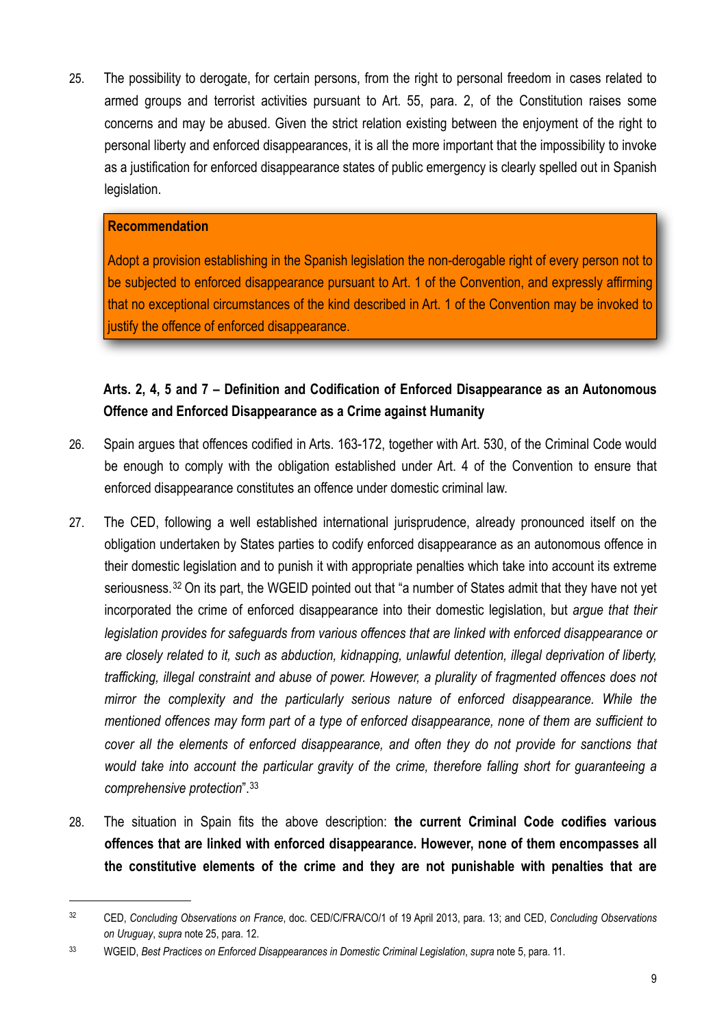25. The possibility to derogate, for certain persons, from the right to personal freedom in cases related to armed groups and terrorist activities pursuant to Art. 55, para. 2, of the Constitution raises some concerns and may be abused. Given the strict relation existing between the enjoyment of the right to personal liberty and enforced disappearances, it is all the more important that the impossibility to invoke as a justification for enforced disappearance states of public emergency is clearly spelled out in Spanish legislation.

> **Recommendation**
>
> Adopt a provision establishing in the Spanish legislation the non-derogable right of every person not to be subjected to enforced disappearance pursuant to Art. 1 of the Convention, and expressly affirming that no exceptional circumstances of the kind described in Art. 1 of the Convention may be invoked to justify the offence of enforced disappearance.

**Arts. 2, 4, 5 and 7 – Definition and Codification of Enforced Disappearance as an Autonomous Offence and Enforced Disappearance as a Crime against Humanity**

26. Spain argues that offences codified in Arts. 163-172, together with Art. 530, of the Criminal Code would be enough to comply with the obligation established under Art. 4 of the Convention to ensure that enforced disappearance constitutes an offence under domestic criminal law.

27. The CED, following a well established international jurisprudence, already pronounced itself on the obligation undertaken by States parties to codify enforced disappearance as an autonomous offence in their domestic legislation and to punish it with appropriate penalties which take into account its extreme seriousness.[32] On its part, the WGEID pointed out that "a number of States admit that they have not yet incorporated the crime of enforced disappearance into their domestic legislation, but *argue that their legislation provides for safeguards from various offences that are linked with enforced disappearance or are closely related to it, such as abduction, kidnapping, unlawful detention, illegal deprivation of liberty, trafficking, illegal constraint and abuse of power. However, a plurality of fragmented offences does not mirror the complexity and the particularly serious nature of enforced disappearance. While the mentioned offences may form part of a type of enforced disappearance, none of them are sufficient to cover all the elements of enforced disappearance, and often they do not provide for sanctions that would take into account the particular gravity of the crime, therefore falling short for guaranteeing a comprehensive protection*".[33]

28. The situation in Spain fits the above description: **the current Criminal Code codifies various offences that are linked with enforced disappearance. However, none of them encompasses all the constitutive elements of the crime and they are not punishable with penalties that are**

---

[32] CED, *Concluding Observations on France*, doc. CED/C/FRA/CO/1 of 19 April 2013, para. 13; and CED, *Concluding Observations on Uruguay*, *supra* note 25, para. 12.

[33] WGEID, *Best Practices on Enforced Disappearances in Domestic Criminal Legislation*, *supra* note 5, para. 11.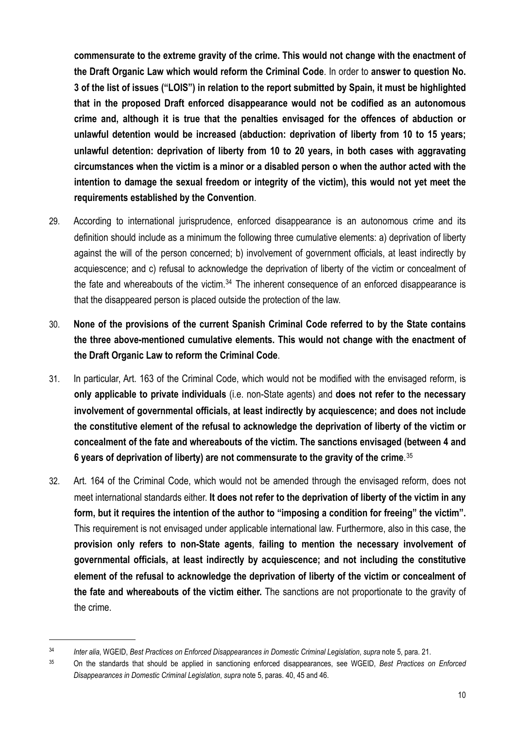**commensurate to the extreme gravity of the crime. This would not change with the enactment of the Draft Organic Law which would reform the Criminal Code**. In order to **answer to question No. 3 of the list of issues ("LOIS") in relation to the report submitted by Spain, it must be highlighted that in the proposed Draft enforced disappearance would not be codified as an autonomous crime and, although it is true that the penalties envisaged for the offences of abduction or unlawful detention would be increased (abduction: deprivation of liberty from 10 to 15 years; unlawful detention: deprivation of liberty from 10 to 20 years, in both cases with aggravating circumstances when the victim is a minor or a disabled person o when the author acted with the intention to damage the sexual freedom or integrity of the victim), this would not yet meet the requirements established by the Convention**.

29. According to international jurisprudence, enforced disappearance is an autonomous crime and its definition should include as a minimum the following three cumulative elements: a) deprivation of liberty against the will of the person concerned; b) involvement of government officials, at least indirectly by acquiescence; and c) refusal to acknowledge the deprivation of liberty of the victim or concealment of the fate and whereabouts of the victim.[34] The inherent consequence of an enforced disappearance is that the disappeared person is placed outside the protection of the law.

30. **None of the provisions of the current Spanish Criminal Code referred to by the State contains the three above-mentioned cumulative elements. This would not change with the enactment of the Draft Organic Law to reform the Criminal Code**.

31. In particular, Art. 163 of the Criminal Code, which would not be modified with the envisaged reform, is **only applicable to private individuals** (i.e. non-State agents) and **does not refer to the necessary involvement of governmental officials, at least indirectly by acquiescence; and does not include the constitutive element of the refusal to acknowledge the deprivation of liberty of the victim or concealment of the fate and whereabouts of the victim. The sanctions envisaged (between 4 and 6 years of deprivation of liberty) are not commensurate to the gravity of the crime**.[35]

32. Art. 164 of the Criminal Code, which would not be amended through the envisaged reform, does not meet international standards either. **It does not refer to the deprivation of liberty of the victim in any form, but it requires the intention of the author to "imposing a condition for freeing" the victim".** This requirement is not envisaged under applicable international law. Furthermore, also in this case, the **provision only refers to non-State agents**, **failing to mention the necessary involvement of governmental officials, at least indirectly by acquiescence; and not including the constitutive element of the refusal to acknowledge the deprivation of liberty of the victim or concealment of the fate and whereabouts of the victim either.** The sanctions are not proportionate to the gravity of the crime.

---

[34] *Inter alia*, WGEID, *Best Practices on Enforced Disappearances in Domestic Criminal Legislation*, *supra* note 5, para. 21.

[35] On the standards that should be applied in sanctioning enforced disappearances, see WGEID, *Best Practices on Enforced Disappearances in Domestic Criminal Legislation*, *supra* note 5, paras. 40, 45 and 46.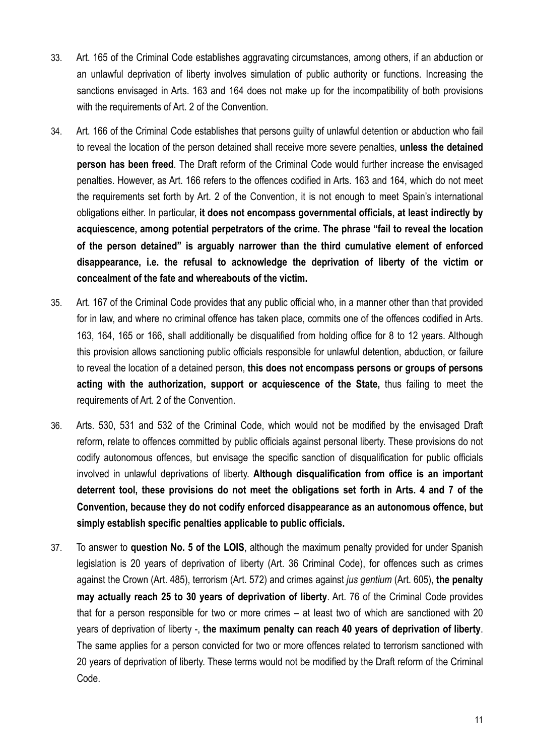33. Art. 165 of the Criminal Code establishes aggravating circumstances, among others, if an abduction or an unlawful deprivation of liberty involves simulation of public authority or functions. Increasing the sanctions envisaged in Arts. 163 and 164 does not make up for the incompatibility of both provisions with the requirements of Art. 2 of the Convention.

34. Art. 166 of the Criminal Code establishes that persons guilty of unlawful detention or abduction who fail to reveal the location of the person detained shall receive more severe penalties, **unless the detained person has been freed**. The Draft reform of the Criminal Code would further increase the envisaged penalties. However, as Art. 166 refers to the offences codified in Arts. 163 and 164, which do not meet the requirements set forth by Art. 2 of the Convention, it is not enough to meet Spain's international obligations either. In particular, **it does not encompass governmental officials, at least indirectly by acquiescence, among potential perpetrators of the crime. The phrase "fail to reveal the location of the person detained" is arguably narrower than the third cumulative element of enforced disappearance, i.e. the refusal to acknowledge the deprivation of liberty of the victim or concealment of the fate and whereabouts of the victim.**

35. Art. 167 of the Criminal Code provides that any public official who, in a manner other than that provided for in law, and where no criminal offence has taken place, commits one of the offences codified in Arts. 163, 164, 165 or 166, shall additionally be disqualified from holding office for 8 to 12 years. Although this provision allows sanctioning public officials responsible for unlawful detention, abduction, or failure to reveal the location of a detained person, **this does not encompass persons or groups of persons acting with the authorization, support or acquiescence of the State,** thus failing to meet the requirements of Art. 2 of the Convention.

36. Arts. 530, 531 and 532 of the Criminal Code, which would not be modified by the envisaged Draft reform, relate to offences committed by public officials against personal liberty. These provisions do not codify autonomous offences, but envisage the specific sanction of disqualification for public officials involved in unlawful deprivations of liberty. **Although disqualification from office is an important deterrent tool, these provisions do not meet the obligations set forth in Arts. 4 and 7 of the Convention, because they do not codify enforced disappearance as an autonomous offence, but simply establish specific penalties applicable to public officials.**

37. To answer to **question No. 5 of the LOIS**, although the maximum penalty provided for under Spanish legislation is 20 years of deprivation of liberty (Art. 36 Criminal Code), for offences such as crimes against the Crown (Art. 485), terrorism (Art. 572) and crimes against *jus gentium* (Art. 605), **the penalty may actually reach 25 to 30 years of deprivation of liberty**. Art. 76 of the Criminal Code provides that for a person responsible for two or more crimes – at least two of which are sanctioned with 20 years of deprivation of liberty -, **the maximum penalty can reach 40 years of deprivation of liberty**. The same applies for a person convicted for two or more offences related to terrorism sanctioned with 20 years of deprivation of liberty. These terms would not be modified by the Draft reform of the Criminal Code.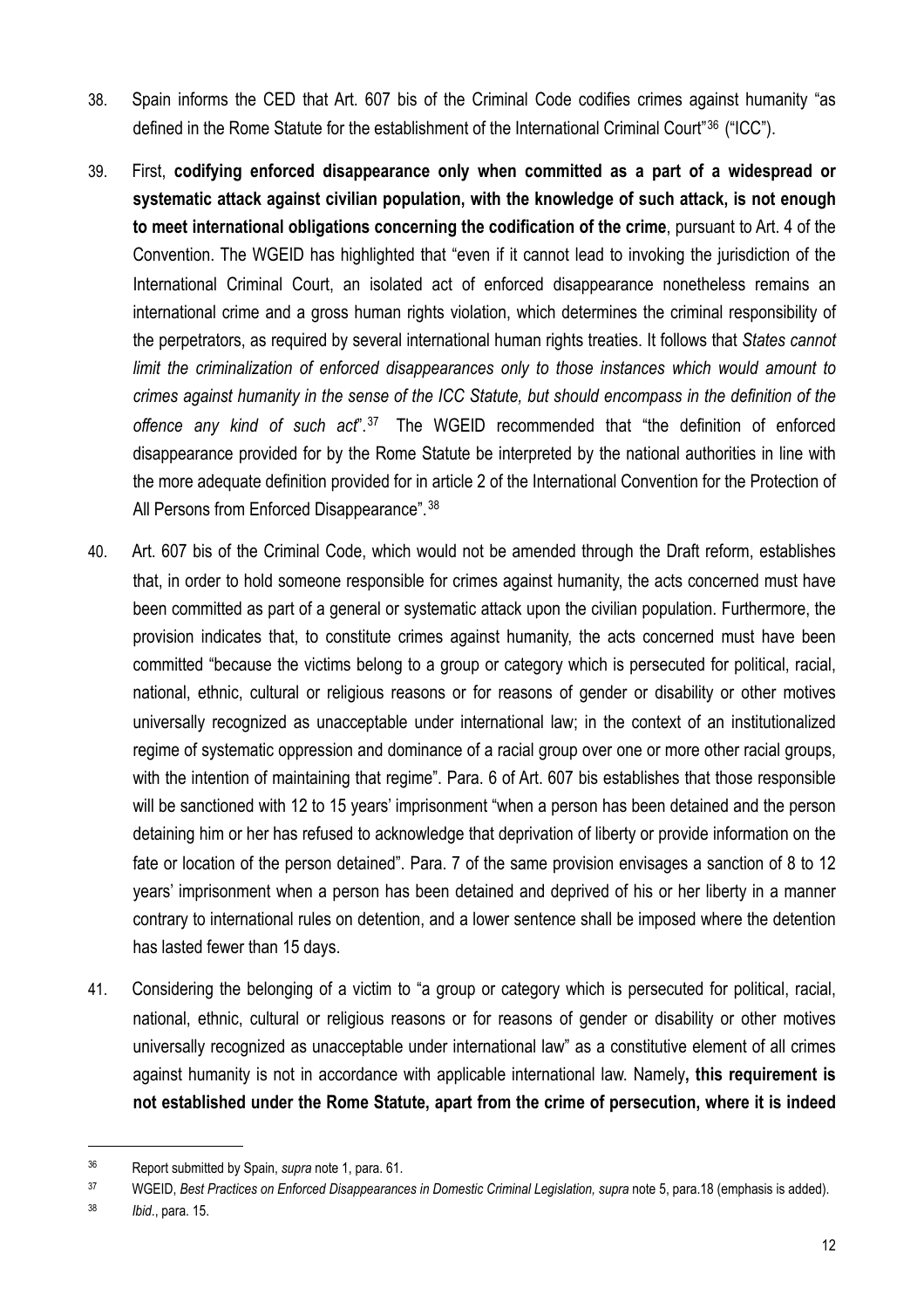38. Spain informs the CED that Art. 607 bis of the Criminal Code codifies crimes against humanity "as defined in the Rome Statute for the establishment of the International Criminal Court"[36] ("ICC").

39. First, **codifying enforced disappearance only when committed as a part of a widespread or systematic attack against civilian population, with the knowledge of such attack, is not enough to meet international obligations concerning the codification of the crime**, pursuant to Art. 4 of the Convention. The WGEID has highlighted that "even if it cannot lead to invoking the jurisdiction of the International Criminal Court, an isolated act of enforced disappearance nonetheless remains an international crime and a gross human rights violation, which determines the criminal responsibility of the perpetrators, as required by several international human rights treaties. It follows that *States cannot limit the criminalization of enforced disappearances only to those instances which would amount to crimes against humanity in the sense of the ICC Statute, but should encompass in the definition of the offence any kind of such act*".[37] The WGEID recommended that "the definition of enforced disappearance provided for by the Rome Statute be interpreted by the national authorities in line with the more adequate definition provided for in article 2 of the International Convention for the Protection of All Persons from Enforced Disappearance".[38]

40. Art. 607 bis of the Criminal Code, which would not be amended through the Draft reform, establishes that, in order to hold someone responsible for crimes against humanity, the acts concerned must have been committed as part of a general or systematic attack upon the civilian population. Furthermore, the provision indicates that, to constitute crimes against humanity, the acts concerned must have been committed "because the victims belong to a group or category which is persecuted for political, racial, national, ethnic, cultural or religious reasons or for reasons of gender or disability or other motives universally recognized as unacceptable under international law; in the context of an institutionalized regime of systematic oppression and dominance of a racial group over one or more other racial groups, with the intention of maintaining that regime". Para. 6 of Art. 607 bis establishes that those responsible will be sanctioned with 12 to 15 years' imprisonment "when a person has been detained and the person detaining him or her has refused to acknowledge that deprivation of liberty or provide information on the fate or location of the person detained". Para. 7 of the same provision envisages a sanction of 8 to 12 years' imprisonment when a person has been detained and deprived of his or her liberty in a manner contrary to international rules on detention, and a lower sentence shall be imposed where the detention has lasted fewer than 15 days.

41. Considering the belonging of a victim to "a group or category which is persecuted for political, racial, national, ethnic, cultural or religious reasons or for reasons of gender or disability or other motives universally recognized as unacceptable under international law" as a constitutive element of all crimes against humanity is not in accordance with applicable international law. Namely**, this requirement is not established under the Rome Statute, apart from the crime of persecution, where it is indeed**

---

[36] Report submitted by Spain, *supra* note 1, para. 61.

[37] WGEID, *Best Practices on Enforced Disappearances in Domestic Criminal Legislation, supra* note 5, para.18 (emphasis is added).

[38] *Ibid*., para. 15.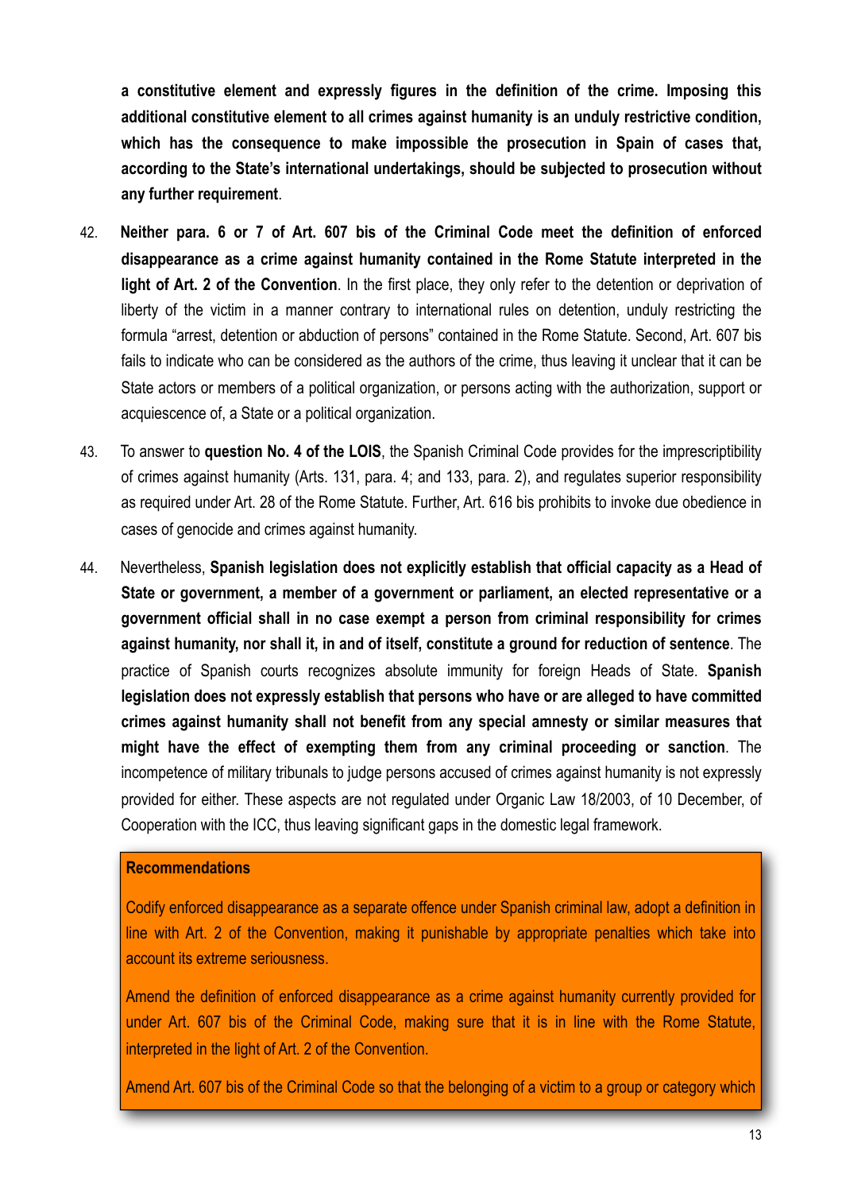**a constitutive element and expressly figures in the definition of the crime. Imposing this additional constitutive element to all crimes against humanity is an unduly restrictive condition, which has the consequence to make impossible the prosecution in Spain of cases that, according to the State's international undertakings, should be subjected to prosecution without any further requirement**.

42. **Neither para. 6 or 7 of Art. 607 bis of the Criminal Code meet the definition of enforced disappearance as a crime against humanity contained in the Rome Statute interpreted in the light of Art. 2 of the Convention**. In the first place, they only refer to the detention or deprivation of liberty of the victim in a manner contrary to international rules on detention, unduly restricting the formula "arrest, detention or abduction of persons" contained in the Rome Statute. Second, Art. 607 bis fails to indicate who can be considered as the authors of the crime, thus leaving it unclear that it can be State actors or members of a political organization, or persons acting with the authorization, support or acquiescence of, a State or a political organization.

43. To answer to **question No. 4 of the LOIS**, the Spanish Criminal Code provides for the imprescriptibility of crimes against humanity (Arts. 131, para. 4; and 133, para. 2), and regulates superior responsibility as required under Art. 28 of the Rome Statute. Further, Art. 616 bis prohibits to invoke due obedience in cases of genocide and crimes against humanity.

44. Nevertheless, **Spanish legislation does not explicitly establish that official capacity as a Head of State or government, a member of a government or parliament, an elected representative or a government official shall in no case exempt a person from criminal responsibility for crimes against humanity, nor shall it, in and of itself, constitute a ground for reduction of sentence**. The practice of Spanish courts recognizes absolute immunity for foreign Heads of State. **Spanish legislation does not expressly establish that persons who have or are alleged to have committed crimes against humanity shall not benefit from any special amnesty or similar measures that might have the effect of exempting them from any criminal proceeding or sanction**. The incompetence of military tribunals to judge persons accused of crimes against humanity is not expressly provided for either. These aspects are not regulated under Organic Law 18/2003, of 10 December, of Cooperation with the ICC, thus leaving significant gaps in the domestic legal framework.

**Recommendations**

Codify enforced disappearance as a separate offence under Spanish criminal law, adopt a definition in line with Art. 2 of the Convention, making it punishable by appropriate penalties which take into account its extreme seriousness.

Amend the definition of enforced disappearance as a crime against humanity currently provided for under Art. 607 bis of the Criminal Code, making sure that it is in line with the Rome Statute, interpreted in the light of Art. 2 of the Convention.

Amend Art. 607 bis of the Criminal Code so that the belonging of a victim to a group or category which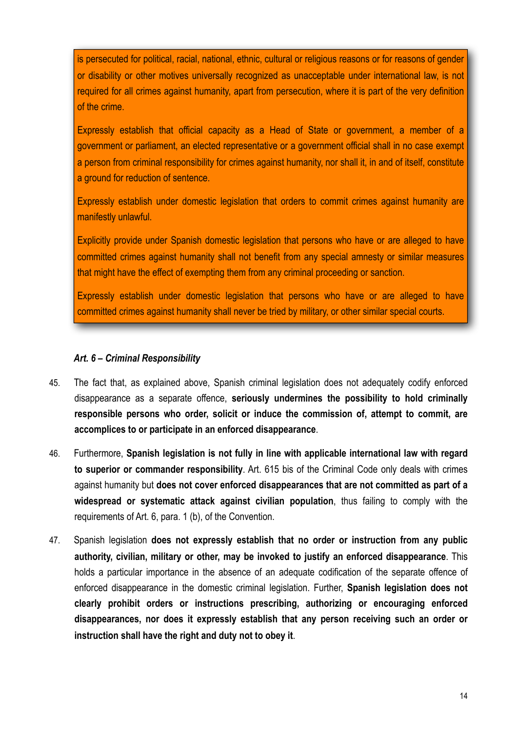is persecuted for political, racial, national, ethnic, cultural or religious reasons or for reasons of gender or disability or other motives universally recognized as unacceptable under international law, is not required for all crimes against humanity, apart from persecution, where it is part of the very definition of the crime.

Expressly establish that official capacity as a Head of State or government, a member of a government or parliament, an elected representative or a government official shall in no case exempt a person from criminal responsibility for crimes against humanity, nor shall it, in and of itself, constitute a ground for reduction of sentence.

Expressly establish under domestic legislation that orders to commit crimes against humanity are manifestly unlawful.

Explicitly provide under Spanish domestic legislation that persons who have or are alleged to have committed crimes against humanity shall not benefit from any special amnesty or similar measures that might have the effect of exempting them from any criminal proceeding or sanction.

Expressly establish under domestic legislation that persons who have or are alleged to have committed crimes against humanity shall never be tried by military, or other similar special courts.

***Art. 6 – Criminal Responsibility***

45. The fact that, as explained above, Spanish criminal legislation does not adequately codify enforced disappearance as a separate offence, **seriously undermines the possibility to hold criminally responsible persons who order, solicit or induce the commission of, attempt to commit, are accomplices to or participate in an enforced disappearance**.

46. Furthermore, **Spanish legislation is not fully in line with applicable international law with regard to superior or commander responsibility**. Art. 615 bis of the Criminal Code only deals with crimes against humanity but **does not cover enforced disappearances that are not committed as part of a widespread or systematic attack against civilian population**, thus failing to comply with the requirements of Art. 6, para. 1 (b), of the Convention.

47. Spanish legislation **does not expressly establish that no order or instruction from any public authority, civilian, military or other, may be invoked to justify an enforced disappearance**. This holds a particular importance in the absence of an adequate codification of the separate offence of enforced disappearance in the domestic criminal legislation. Further, **Spanish legislation does not clearly prohibit orders or instructions prescribing, authorizing or encouraging enforced disappearances, nor does it expressly establish that any person receiving such an order or instruction shall have the right and duty not to obey it**.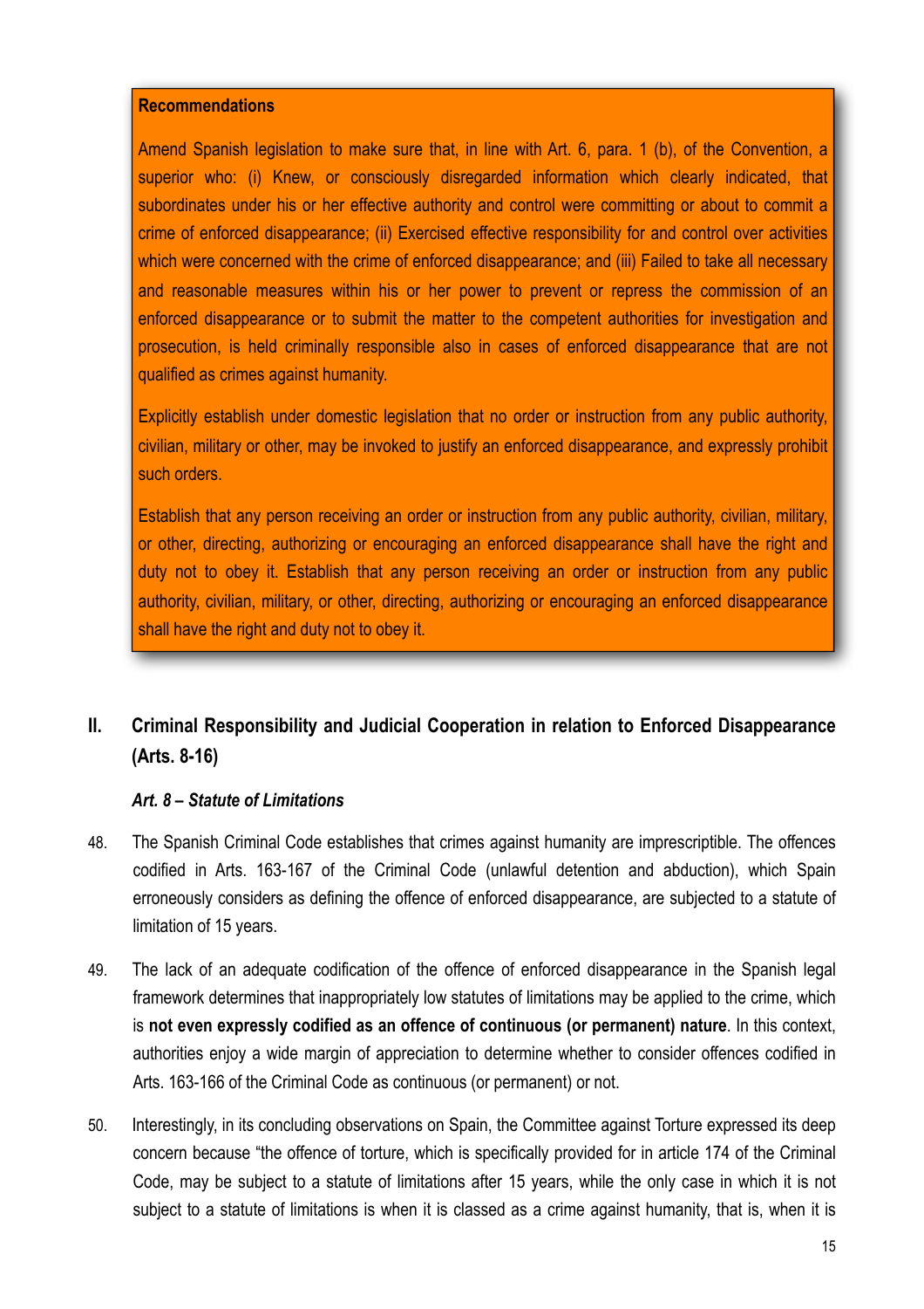**Recommendations**

Amend Spanish legislation to make sure that, in line with Art. 6, para. 1 (b), of the Convention, a superior who: (i) Knew, or consciously disregarded information which clearly indicated, that subordinates under his or her effective authority and control were committing or about to commit a crime of enforced disappearance; (ii) Exercised effective responsibility for and control over activities which were concerned with the crime of enforced disappearance; and (iii) Failed to take all necessary and reasonable measures within his or her power to prevent or repress the commission of an enforced disappearance or to submit the matter to the competent authorities for investigation and prosecution, is held criminally responsible also in cases of enforced disappearance that are not qualified as crimes against humanity.

Explicitly establish under domestic legislation that no order or instruction from any public authority, civilian, military or other, may be invoked to justify an enforced disappearance, and expressly prohibit such orders.

Establish that any person receiving an order or instruction from any public authority, civilian, military, or other, directing, authorizing or encouraging an enforced disappearance shall have the right and duty not to obey it. Establish that any person receiving an order or instruction from any public authority, civilian, military, or other, directing, authorizing or encouraging an enforced disappearance shall have the right and duty not to obey it.

## II. Criminal Responsibility and Judicial Cooperation in relation to Enforced Disappearance (Arts. 8-16)

### *Art. 8 – Statute of Limitations*

48. The Spanish Criminal Code establishes that crimes against humanity are imprescriptible. The offences codified in Arts. 163-167 of the Criminal Code (unlawful detention and abduction), which Spain erroneously considers as defining the offence of enforced disappearance, are subjected to a statute of limitation of 15 years.

49. The lack of an adequate codification of the offence of enforced disappearance in the Spanish legal framework determines that inappropriately low statutes of limitations may be applied to the crime, which is **not even expressly codified as an offence of continuous (or permanent) nature**. In this context, authorities enjoy a wide margin of appreciation to determine whether to consider offences codified in Arts. 163-166 of the Criminal Code as continuous (or permanent) or not.

50. Interestingly, in its concluding observations on Spain, the Committee against Torture expressed its deep concern because "the offence of torture, which is specifically provided for in article 174 of the Criminal Code, may be subject to a statute of limitations after 15 years, while the only case in which it is not subject to a statute of limitations is when it is classed as a crime against humanity, that is, when it is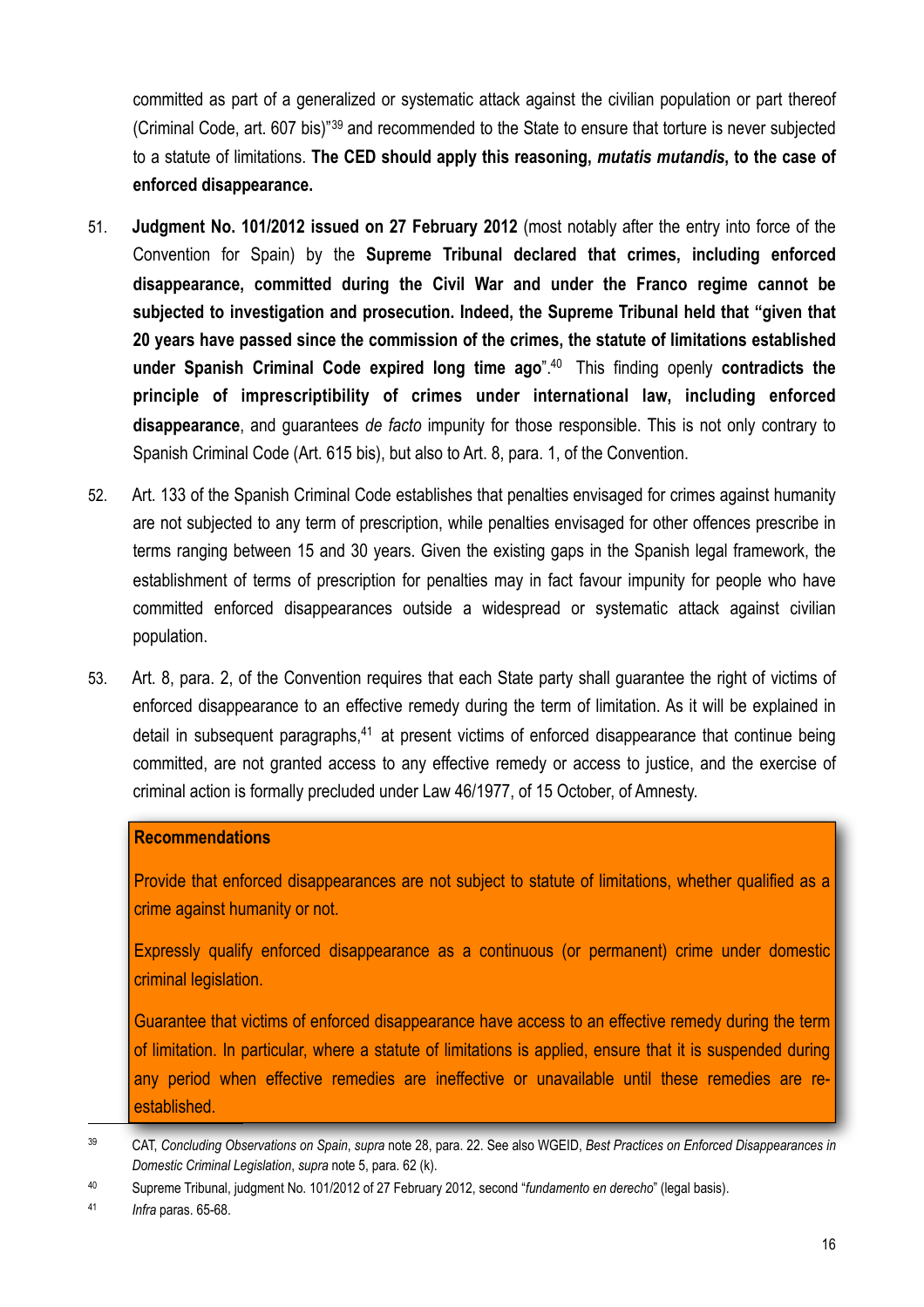committed as part of a generalized or systematic attack against the civilian population or part thereof (Criminal Code, art. 607 bis)"[39] and recommended to the State to ensure that torture is never subjected to a statute of limitations. **The CED should apply this reasoning, *mutatis mutandis*, to the case of enforced disappearance.**

51. **Judgment No. 101/2012 issued on 27 February 2012** (most notably after the entry into force of the Convention for Spain) by the **Supreme Tribunal declared that crimes, including enforced disappearance, committed during the Civil War and under the Franco regime cannot be subjected to investigation and prosecution. Indeed, the Supreme Tribunal held that "given that 20 years have passed since the commission of the crimes, the statute of limitations established under Spanish Criminal Code expired long time ago**".[40] This finding openly **contradicts the principle of imprescriptibility of crimes under international law, including enforced disappearance**, and guarantees *de facto* impunity for those responsible. This is not only contrary to Spanish Criminal Code (Art. 615 bis), but also to Art. 8, para. 1, of the Convention.

52. Art. 133 of the Spanish Criminal Code establishes that penalties envisaged for crimes against humanity are not subjected to any term of prescription, while penalties envisaged for other offences prescribe in terms ranging between 15 and 30 years. Given the existing gaps in the Spanish legal framework, the establishment of terms of prescription for penalties may in fact favour impunity for people who have committed enforced disappearances outside a widespread or systematic attack against civilian population.

53. Art. 8, para. 2, of the Convention requires that each State party shall guarantee the right of victims of enforced disappearance to an effective remedy during the term of limitation. As it will be explained in detail in subsequent paragraphs,[41] at present victims of enforced disappearance that continue being committed, are not granted access to any effective remedy or access to justice, and the exercise of criminal action is formally precluded under Law 46/1977, of 15 October, of Amnesty.

**Recommendations**

Provide that enforced disappearances are not subject to statute of limitations, whether qualified as a crime against humanity or not.

Expressly qualify enforced disappearance as a continuous (or permanent) crime under domestic criminal legislation.

Guarantee that victims of enforced disappearance have access to an effective remedy during the term of limitation. In particular, where a statute of limitations is applied, ensure that it is suspended during any period when effective remedies are ineffective or unavailable until these remedies are re-established.

---

[39] CAT, *Concluding Observations on Spain*, *supra* note 28, para. 22. See also WGEID, *Best Practices on Enforced Disappearances in Domestic Criminal Legislation*, *supra* note 5, para. 62 (k).

[40] Supreme Tribunal, judgment No. 101/2012 of 27 February 2012, second "*fundamento en derecho*" (legal basis).

[41] *Infra* paras. 65-68.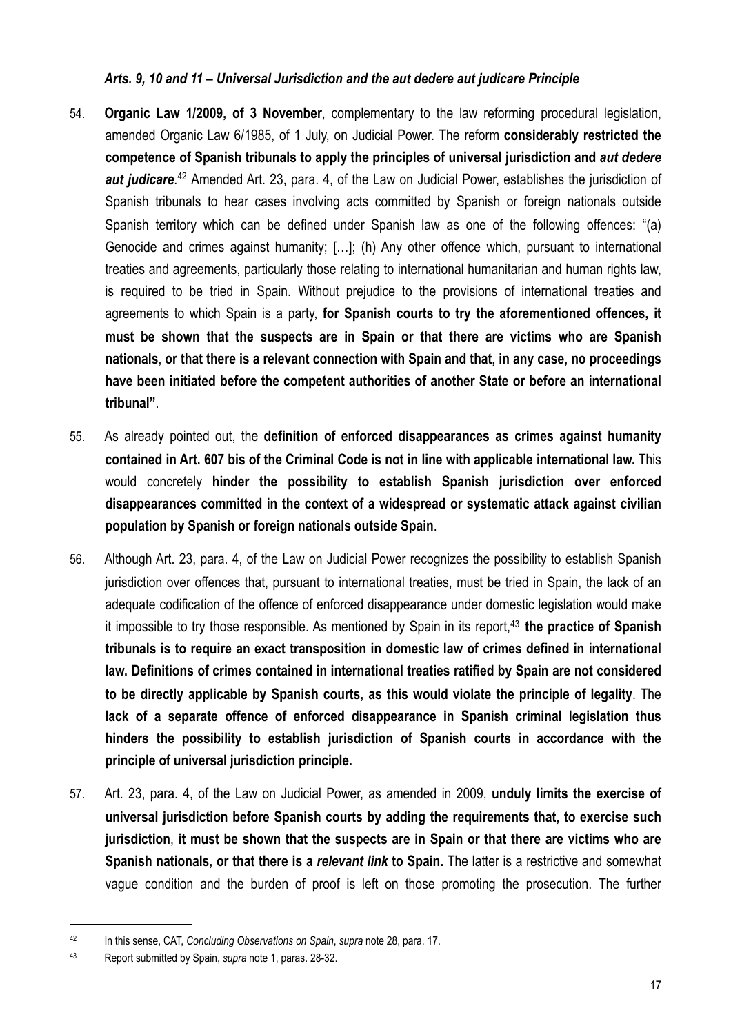### *Arts. 9, 10 and 11 – Universal Jurisdiction and the aut dedere aut judicare Principle*

54. **Organic Law 1/2009, of 3 November**, complementary to the law reforming procedural legislation, amended Organic Law 6/1985, of 1 July, on Judicial Power. The reform **considerably restricted the competence of Spanish tribunals to apply the principles of universal jurisdiction and *aut dedere aut judicare***.[42] Amended Art. 23, para. 4, of the Law on Judicial Power, establishes the jurisdiction of Spanish tribunals to hear cases involving acts committed by Spanish or foreign nationals outside Spanish territory which can be defined under Spanish law as one of the following offences: "(a) Genocide and crimes against humanity; […]; (h) Any other offence which, pursuant to international treaties and agreements, particularly those relating to international humanitarian and human rights law, is required to be tried in Spain. Without prejudice to the provisions of international treaties and agreements to which Spain is a party, **for Spanish courts to try the aforementioned offences, it must be shown that the suspects are in Spain or that there are victims who are Spanish nationals**, **or that there is a relevant connection with Spain and that, in any case, no proceedings have been initiated before the competent authorities of another State or before an international tribunal"**.

55. As already pointed out, the **definition of enforced disappearances as crimes against humanity contained in Art. 607 bis of the Criminal Code is not in line with applicable international law.** This would concretely **hinder the possibility to establish Spanish jurisdiction over enforced disappearances committed in the context of a widespread or systematic attack against civilian population by Spanish or foreign nationals outside Spain**.

56. Although Art. 23, para. 4, of the Law on Judicial Power recognizes the possibility to establish Spanish jurisdiction over offences that, pursuant to international treaties, must be tried in Spain, the lack of an adequate codification of the offence of enforced disappearance under domestic legislation would make it impossible to try those responsible. As mentioned by Spain in its report,[43] **the practice of Spanish tribunals is to require an exact transposition in domestic law of crimes defined in international law. Definitions of crimes contained in international treaties ratified by Spain are not considered to be directly applicable by Spanish courts, as this would violate the principle of legality**. The **lack of a separate offence of enforced disappearance in Spanish criminal legislation thus hinders the possibility to establish jurisdiction of Spanish courts in accordance with the principle of universal jurisdiction principle.**

57. Art. 23, para. 4, of the Law on Judicial Power, as amended in 2009, **unduly limits the exercise of universal jurisdiction before Spanish courts by adding the requirements that, to exercise such jurisdiction**, **it must be shown that the suspects are in Spain or that there are victims who are Spanish nationals, or that there is a *relevant link* to Spain.** The latter is a restrictive and somewhat vague condition and the burden of proof is left on those promoting the prosecution. The further

---

[42] In this sense, CAT, *Concluding Observations on Spain*, *supra* note 28, para. 17.

[43] Report submitted by Spain, *supra* note 1, paras. 28-32.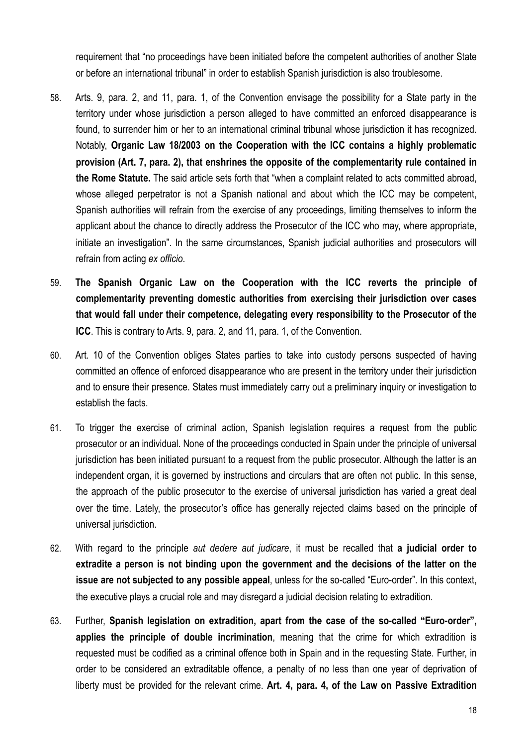requirement that “no proceedings have been initiated before the competent authorities of another State or before an international tribunal” in order to establish Spanish jurisdiction is also troublesome.

58. Arts. 9, para. 2, and 11, para. 1, of the Convention envisage the possibility for a State party in the territory under whose jurisdiction a person alleged to have committed an enforced disappearance is found, to surrender him or her to an international criminal tribunal whose jurisdiction it has recognized. Notably, **Organic Law 18/2003 on the Cooperation with the ICC contains a highly problematic provision (Art. 7, para. 2), that enshrines the opposite of the complementarity rule contained in the Rome Statute.** The said article sets forth that “when a complaint related to acts committed abroad, whose alleged perpetrator is not a Spanish national and about which the ICC may be competent, Spanish authorities will refrain from the exercise of any proceedings, limiting themselves to inform the applicant about the chance to directly address the Prosecutor of the ICC who may, where appropriate, initiate an investigation”. In the same circumstances, Spanish judicial authorities and prosecutors will refrain from acting *ex officio*.

59. **The Spanish Organic Law on the Cooperation with the ICC reverts the principle of complementarity preventing domestic authorities from exercising their jurisdiction over cases that would fall under their competence, delegating every responsibility to the Prosecutor of the ICC**. This is contrary to Arts. 9, para. 2, and 11, para. 1, of the Convention.

60. Art. 10 of the Convention obliges States parties to take into custody persons suspected of having committed an offence of enforced disappearance who are present in the territory under their jurisdiction and to ensure their presence. States must immediately carry out a preliminary inquiry or investigation to establish the facts.

61. To trigger the exercise of criminal action, Spanish legislation requires a request from the public prosecutor or an individual. None of the proceedings conducted in Spain under the principle of universal jurisdiction has been initiated pursuant to a request from the public prosecutor. Although the latter is an independent organ, it is governed by instructions and circulars that are often not public. In this sense, the approach of the public prosecutor to the exercise of universal jurisdiction has varied a great deal over the time. Lately, the prosecutor’s office has generally rejected claims based on the principle of universal jurisdiction.

62. With regard to the principle *aut dedere aut judicare*, it must be recalled that **a judicial order to extradite a person is not binding upon the government and the decisions of the latter on the issue are not subjected to any possible appeal**, unless for the so-called “Euro-order”. In this context, the executive plays a crucial role and may disregard a judicial decision relating to extradition.

63. Further, **Spanish legislation on extradition, apart from the case of the so-called “Euro-order”, applies the principle of double incrimination**, meaning that the crime for which extradition is requested must be codified as a criminal offence both in Spain and in the requesting State. Further, in order to be considered an extraditable offence, a penalty of no less than one year of deprivation of liberty must be provided for the relevant crime. **Art. 4, para. 4, of the Law on Passive Extradition**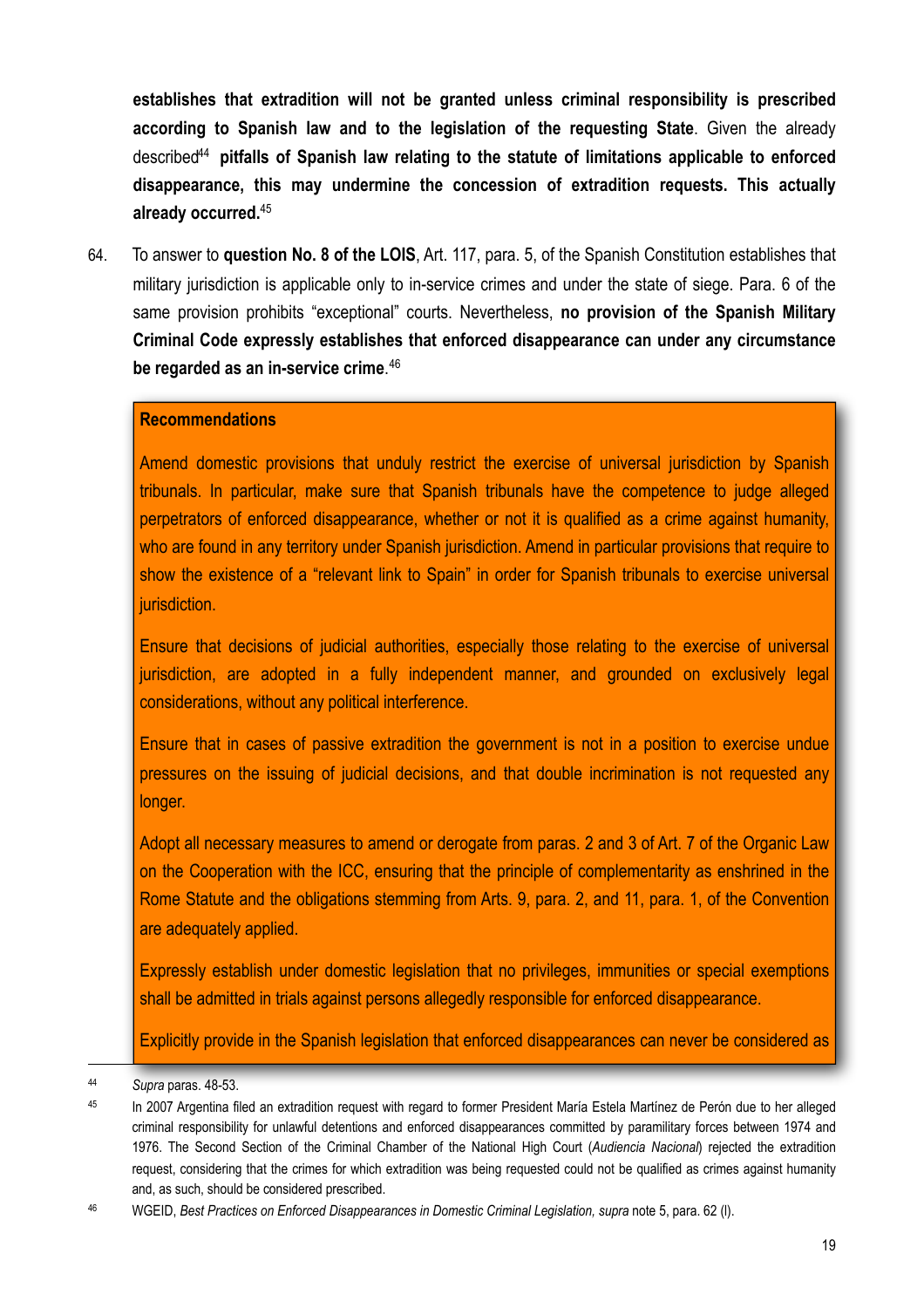**establishes that extradition will not be granted unless criminal responsibility is prescribed according to Spanish law and to the legislation of the requesting State**. Given the already described[44] **pitfalls of Spanish law relating to the statute of limitations applicable to enforced disappearance, this may undermine the concession of extradition requests. This actually already occurred.**[45]

64. To answer to **question No. 8 of the LOIS**, Art. 117, para. 5, of the Spanish Constitution establishes that military jurisdiction is applicable only to in-service crimes and under the state of siege. Para. 6 of the same provision prohibits "exceptional" courts. Nevertheless, **no provision of the Spanish Military Criminal Code expressly establishes that enforced disappearance can under any circumstance be regarded as an in-service crime**.[46]

**Recommendations**

Amend domestic provisions that unduly restrict the exercise of universal jurisdiction by Spanish tribunals. In particular, make sure that Spanish tribunals have the competence to judge alleged perpetrators of enforced disappearance, whether or not it is qualified as a crime against humanity, who are found in any territory under Spanish jurisdiction. Amend in particular provisions that require to show the existence of a "relevant link to Spain" in order for Spanish tribunals to exercise universal jurisdiction.

Ensure that decisions of judicial authorities, especially those relating to the exercise of universal jurisdiction, are adopted in a fully independent manner, and grounded on exclusively legal considerations, without any political interference.

Ensure that in cases of passive extradition the government is not in a position to exercise undue pressures on the issuing of judicial decisions, and that double incrimination is not requested any longer.

Adopt all necessary measures to amend or derogate from paras. 2 and 3 of Art. 7 of the Organic Law on the Cooperation with the ICC, ensuring that the principle of complementarity as enshrined in the Rome Statute and the obligations stemming from Arts. 9, para. 2, and 11, para. 1, of the Convention are adequately applied.

Expressly establish under domestic legislation that no privileges, immunities or special exemptions shall be admitted in trials against persons allegedly responsible for enforced disappearance.

Explicitly provide in the Spanish legislation that enforced disappearances can never be considered as

---

[44] *Supra* paras. 48-53.

[45] In 2007 Argentina filed an extradition request with regard to former President María Estela Martínez de Perón due to her alleged criminal responsibility for unlawful detentions and enforced disappearances committed by paramilitary forces between 1974 and 1976. The Second Section of the Criminal Chamber of the National High Court (*Audiencia Nacional*) rejected the extradition request, considering that the crimes for which extradition was being requested could not be qualified as crimes against humanity and, as such, should be considered prescribed.

[46] WGEID, *Best Practices on Enforced Disappearances in Domestic Criminal Legislation, supra* note 5, para. 62 (l).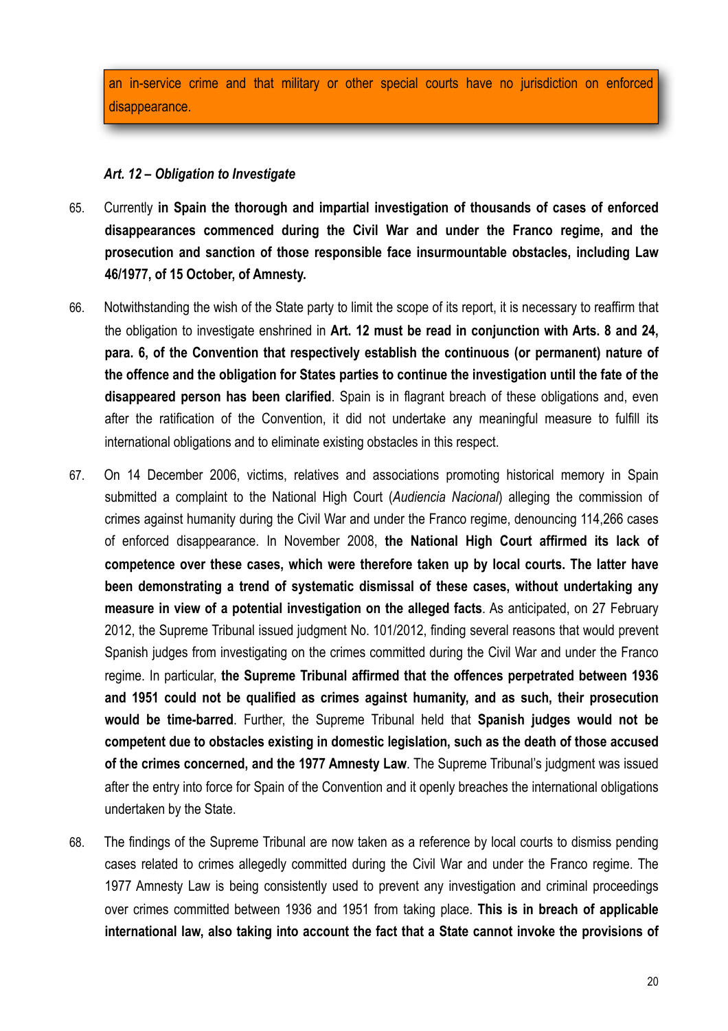an in-service crime and that military or other special courts have no jurisdiction on enforced disappearance.

***Art. 12 – Obligation to Investigate***

65. Currently **in Spain the thorough and impartial investigation of thousands of cases of enforced disappearances commenced during the Civil War and under the Franco regime, and the prosecution and sanction of those responsible face insurmountable obstacles, including Law 46/1977, of 15 October, of Amnesty.**

66. Notwithstanding the wish of the State party to limit the scope of its report, it is necessary to reaffirm that the obligation to investigate enshrined in **Art. 12 must be read in conjunction with Arts. 8 and 24, para. 6, of the Convention that respectively establish the continuous (or permanent) nature of the offence and the obligation for States parties to continue the investigation until the fate of the disappeared person has been clarified**. Spain is in flagrant breach of these obligations and, even after the ratification of the Convention, it did not undertake any meaningful measure to fulfill its international obligations and to eliminate existing obstacles in this respect.

67. On 14 December 2006, victims, relatives and associations promoting historical memory in Spain submitted a complaint to the National High Court (*Audiencia Nacional*) alleging the commission of crimes against humanity during the Civil War and under the Franco regime, denouncing 114,266 cases of enforced disappearance. In November 2008, **the National High Court affirmed its lack of competence over these cases, which were therefore taken up by local courts. The latter have been demonstrating a trend of systematic dismissal of these cases, without undertaking any measure in view of a potential investigation on the alleged facts**. As anticipated, on 27 February 2012, the Supreme Tribunal issued judgment No. 101/2012, finding several reasons that would prevent Spanish judges from investigating on the crimes committed during the Civil War and under the Franco regime. In particular, **the Supreme Tribunal affirmed that the offences perpetrated between 1936 and 1951 could not be qualified as crimes against humanity, and as such, their prosecution would be time-barred**. Further, the Supreme Tribunal held that **Spanish judges would not be competent due to obstacles existing in domestic legislation, such as the death of those accused of the crimes concerned, and the 1977 Amnesty Law**. The Supreme Tribunal's judgment was issued after the entry into force for Spain of the Convention and it openly breaches the international obligations undertaken by the State.

68. The findings of the Supreme Tribunal are now taken as a reference by local courts to dismiss pending cases related to crimes allegedly committed during the Civil War and under the Franco regime. The 1977 Amnesty Law is being consistently used to prevent any investigation and criminal proceedings over crimes committed between 1936 and 1951 from taking place. **This is in breach of applicable international law, also taking into account the fact that a State cannot invoke the provisions of**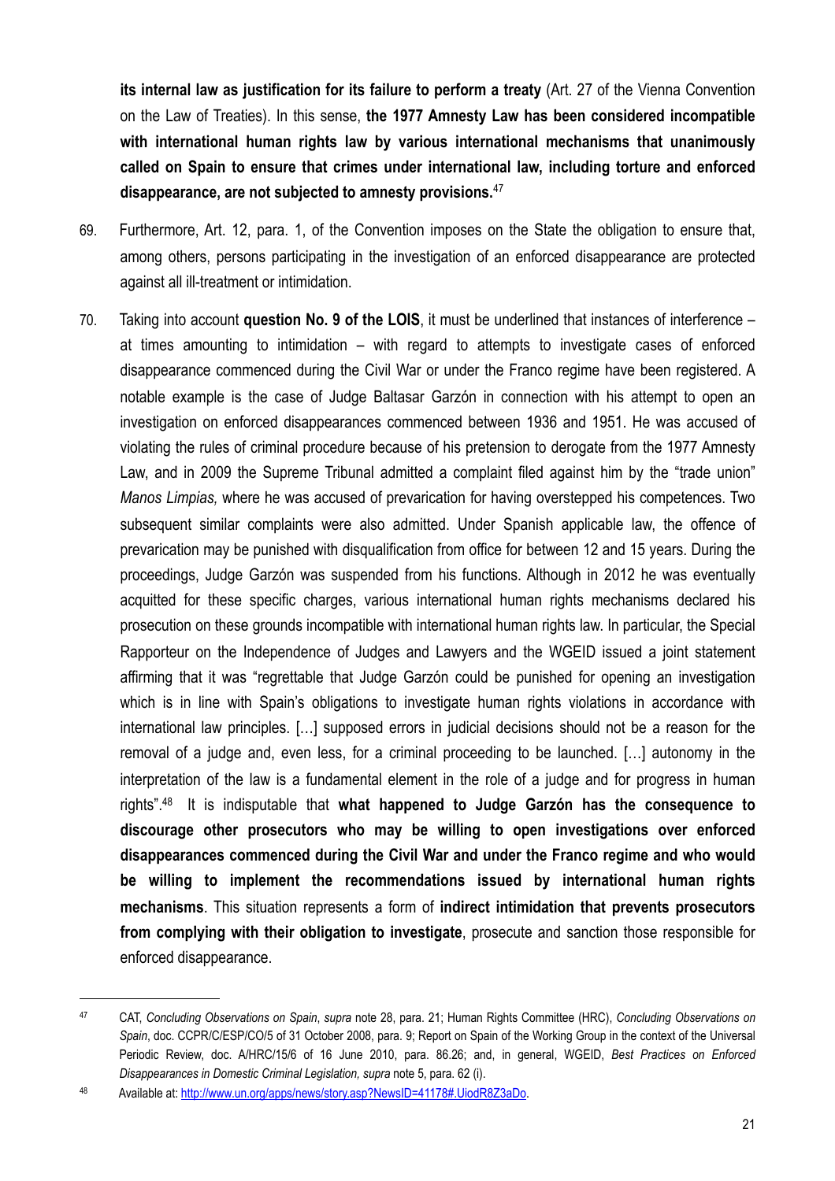**its internal law as justification for its failure to perform a treaty** (Art. 27 of the Vienna Convention on the Law of Treaties). In this sense, **the 1977 Amnesty Law has been considered incompatible with international human rights law by various international mechanisms that unanimously called on Spain to ensure that crimes under international law, including torture and enforced disappearance, are not subjected to amnesty provisions.**[47]

69. Furthermore, Art. 12, para. 1, of the Convention imposes on the State the obligation to ensure that, among others, persons participating in the investigation of an enforced disappearance are protected against all ill-treatment or intimidation.

70. Taking into account **question No. 9 of the LOIS**, it must be underlined that instances of interference – at times amounting to intimidation – with regard to attempts to investigate cases of enforced disappearance commenced during the Civil War or under the Franco regime have been registered. A notable example is the case of Judge Baltasar Garzón in connection with his attempt to open an investigation on enforced disappearances commenced between 1936 and 1951. He was accused of violating the rules of criminal procedure because of his pretension to derogate from the 1977 Amnesty Law, and in 2009 the Supreme Tribunal admitted a complaint filed against him by the "trade union" *Manos Limpias,* where he was accused of prevarication for having overstepped his competences. Two subsequent similar complaints were also admitted. Under Spanish applicable law, the offence of prevarication may be punished with disqualification from office for between 12 and 15 years. During the proceedings, Judge Garzón was suspended from his functions. Although in 2012 he was eventually acquitted for these specific charges, various international human rights mechanisms declared his prosecution on these grounds incompatible with international human rights law. In particular, the Special Rapporteur on the Independence of Judges and Lawyers and the WGEID issued a joint statement affirming that it was "regrettable that Judge Garzón could be punished for opening an investigation which is in line with Spain's obligations to investigate human rights violations in accordance with international law principles. […] supposed errors in judicial decisions should not be a reason for the removal of a judge and, even less, for a criminal proceeding to be launched. […] autonomy in the interpretation of the law is a fundamental element in the role of a judge and for progress in human rights".[48] It is indisputable that **what happened to Judge Garzón has the consequence to discourage other prosecutors who may be willing to open investigations over enforced disappearances commenced during the Civil War and under the Franco regime and who would be willing to implement the recommendations issued by international human rights mechanisms**. This situation represents a form of **indirect intimidation that prevents prosecutors from complying with their obligation to investigate**, prosecute and sanction those responsible for enforced disappearance.

---

[47] CAT, *Concluding Observations on Spain*, *supra* note 28, para. 21; Human Rights Committee (HRC), *Concluding Observations on Spain*, doc. CCPR/C/ESP/CO/5 of 31 October 2008, para. 9; Report on Spain of the Working Group in the context of the Universal Periodic Review, doc. A/HRC/15/6 of 16 June 2010, para. 86.26; and, in general, WGEID, *Best Practices on Enforced Disappearances in Domestic Criminal Legislation, supra* note 5, para. 62 (i).

[48] Available at: http://www.un.org/apps/news/story.asp?NewsID=41178#.UiodR8Z3aDo.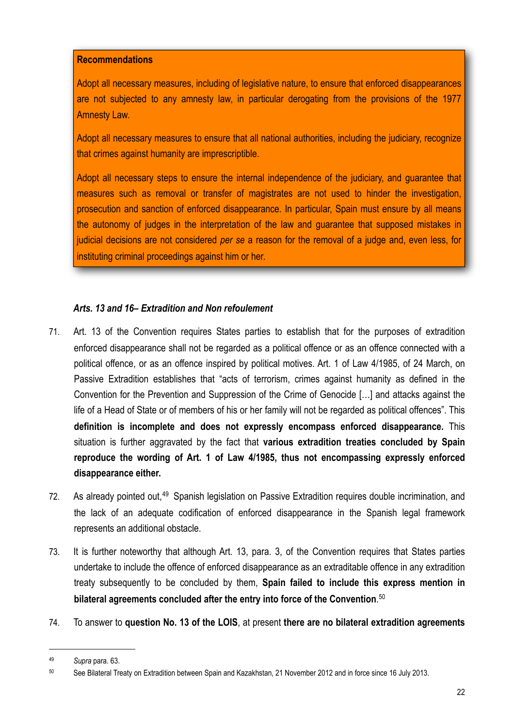**Recommendations**

Adopt all necessary measures, including of legislative nature, to ensure that enforced disappearances are not subjected to any amnesty law, in particular derogating from the provisions of the 1977 Amnesty Law.

Adopt all necessary measures to ensure that all national authorities, including the judiciary, recognize that crimes against humanity are imprescriptible.

Adopt all necessary steps to ensure the internal independence of the judiciary, and guarantee that measures such as removal or transfer of magistrates are not used to hinder the investigation, prosecution and sanction of enforced disappearance. In particular, Spain must ensure by all means the autonomy of judges in the interpretation of the law and guarantee that supposed mistakes in judicial decisions are not considered *per se* a reason for the removal of a judge and, even less, for instituting criminal proceedings against him or her.

***Arts. 13 and 16– Extradition and Non refoulement***

71. Art. 13 of the Convention requires States parties to establish that for the purposes of extradition enforced disappearance shall not be regarded as a political offence or as an offence connected with a political offence, or as an offence inspired by political motives. Art. 1 of Law 4/1985, of 24 March, on Passive Extradition establishes that "acts of terrorism, crimes against humanity as defined in the Convention for the Prevention and Suppression of the Crime of Genocide […] and attacks against the life of a Head of State or of members of his or her family will not be regarded as political offences". This **definition is incomplete and does not expressly encompass enforced disappearance.** This situation is further aggravated by the fact that **various extradition treaties concluded by Spain reproduce the wording of Art. 1 of Law 4/1985, thus not encompassing expressly enforced disappearance either.**

72. As already pointed out,[49] Spanish legislation on Passive Extradition requires double incrimination, and the lack of an adequate codification of enforced disappearance in the Spanish legal framework represents an additional obstacle.

73. It is further noteworthy that although Art. 13, para. 3, of the Convention requires that States parties undertake to include the offence of enforced disappearance as an extraditable offence in any extradition treaty subsequently to be concluded by them, **Spain failed to include this express mention in bilateral agreements concluded after the entry into force of the Convention**.[50]

74. To answer to **question No. 13 of the LOIS**, at present **there are no bilateral extradition agreements**

---

[49] *Supra* para. 63.

[50] See Bilateral Treaty on Extradition between Spain and Kazakhstan, 21 November 2012 and in force since 16 July 2013.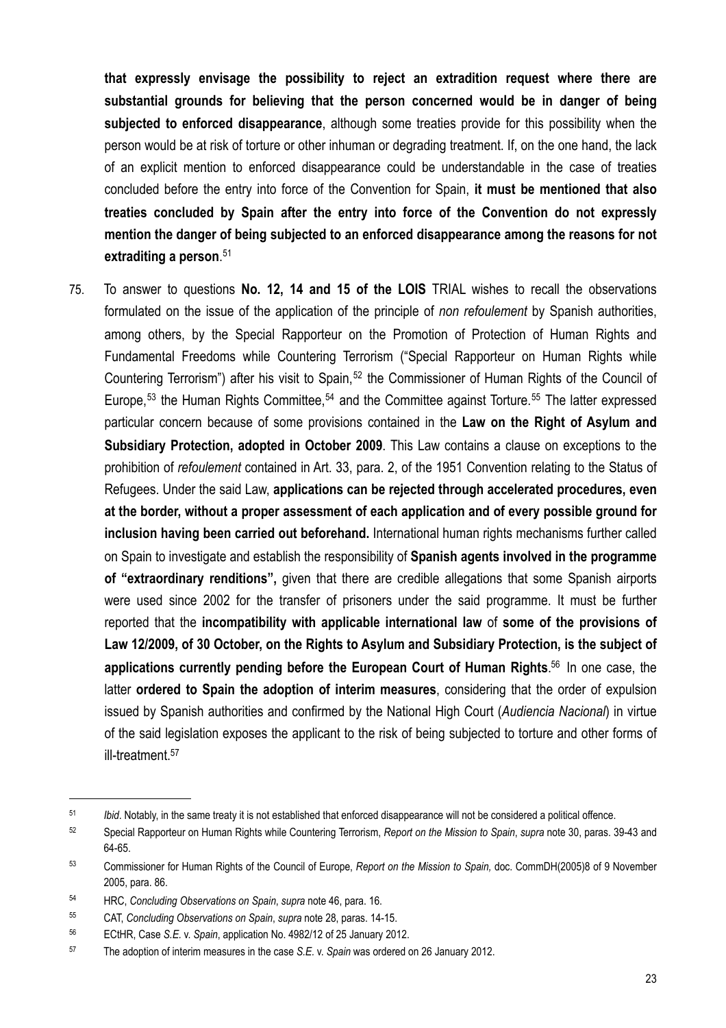**that expressly envisage the possibility to reject an extradition request where there are substantial grounds for believing that the person concerned would be in danger of being subjected to enforced disappearance**, although some treaties provide for this possibility when the person would be at risk of torture or other inhuman or degrading treatment. If, on the one hand, the lack of an explicit mention to enforced disappearance could be understandable in the case of treaties concluded before the entry into force of the Convention for Spain, **it must be mentioned that also treaties concluded by Spain after the entry into force of the Convention do not expressly mention the danger of being subjected to an enforced disappearance among the reasons for not extraditing a person**.[51]

75. To answer to questions **No. 12, 14 and 15 of the LOIS** TRIAL wishes to recall the observations formulated on the issue of the application of the principle of *non refoulement* by Spanish authorities, among others, by the Special Rapporteur on the Promotion of Protection of Human Rights and Fundamental Freedoms while Countering Terrorism ("Special Rapporteur on Human Rights while Countering Terrorism") after his visit to Spain,[52] the Commissioner of Human Rights of the Council of Europe,[53] the Human Rights Committee,[54] and the Committee against Torture.[55] The latter expressed particular concern because of some provisions contained in the **Law on the Right of Asylum and Subsidiary Protection, adopted in October 2009**. This Law contains a clause on exceptions to the prohibition of *refoulement* contained in Art. 33, para. 2, of the 1951 Convention relating to the Status of Refugees. Under the said Law, **applications can be rejected through accelerated procedures, even at the border, without a proper assessment of each application and of every possible ground for inclusion having been carried out beforehand.** International human rights mechanisms further called on Spain to investigate and establish the responsibility of **Spanish agents involved in the programme of "extraordinary renditions",** given that there are credible allegations that some Spanish airports were used since 2002 for the transfer of prisoners under the said programme. It must be further reported that the **incompatibility with applicable international law** of **some of the provisions of Law 12/2009, of 30 October, on the Rights to Asylum and Subsidiary Protection, is the subject of applications currently pending before the European Court of Human Rights**.[56] In one case, the latter **ordered to Spain the adoption of interim measures**, considering that the order of expulsion issued by Spanish authorities and confirmed by the National High Court (*Audiencia Nacional*) in virtue of the said legislation exposes the applicant to the risk of being subjected to torture and other forms of ill-treatment.[57]

---

[51] *Ibid*. Notably, in the same treaty it is not established that enforced disappearance will not be considered a political offence.

[52] Special Rapporteur on Human Rights while Countering Terrorism, *Report on the Mission to Spain*, *supra* note 30, paras. 39-43 and 64-65.

[53] Commissioner for Human Rights of the Council of Europe, *Report on the Mission to Spain,* doc. CommDH(2005)8 of 9 November 2005, para. 86.

[54] HRC, *Concluding Observations on Spain*, *supra* note 46, para. 16.

[55] CAT, *Concluding Observations on Spain*, *supra* note 28, paras. 14-15.

[56] ECtHR, Case *S.E.* v. *Spain*, application No. 4982/12 of 25 January 2012.

[57] The adoption of interim measures in the case *S.E.* v. *Spain* was ordered on 26 January 2012.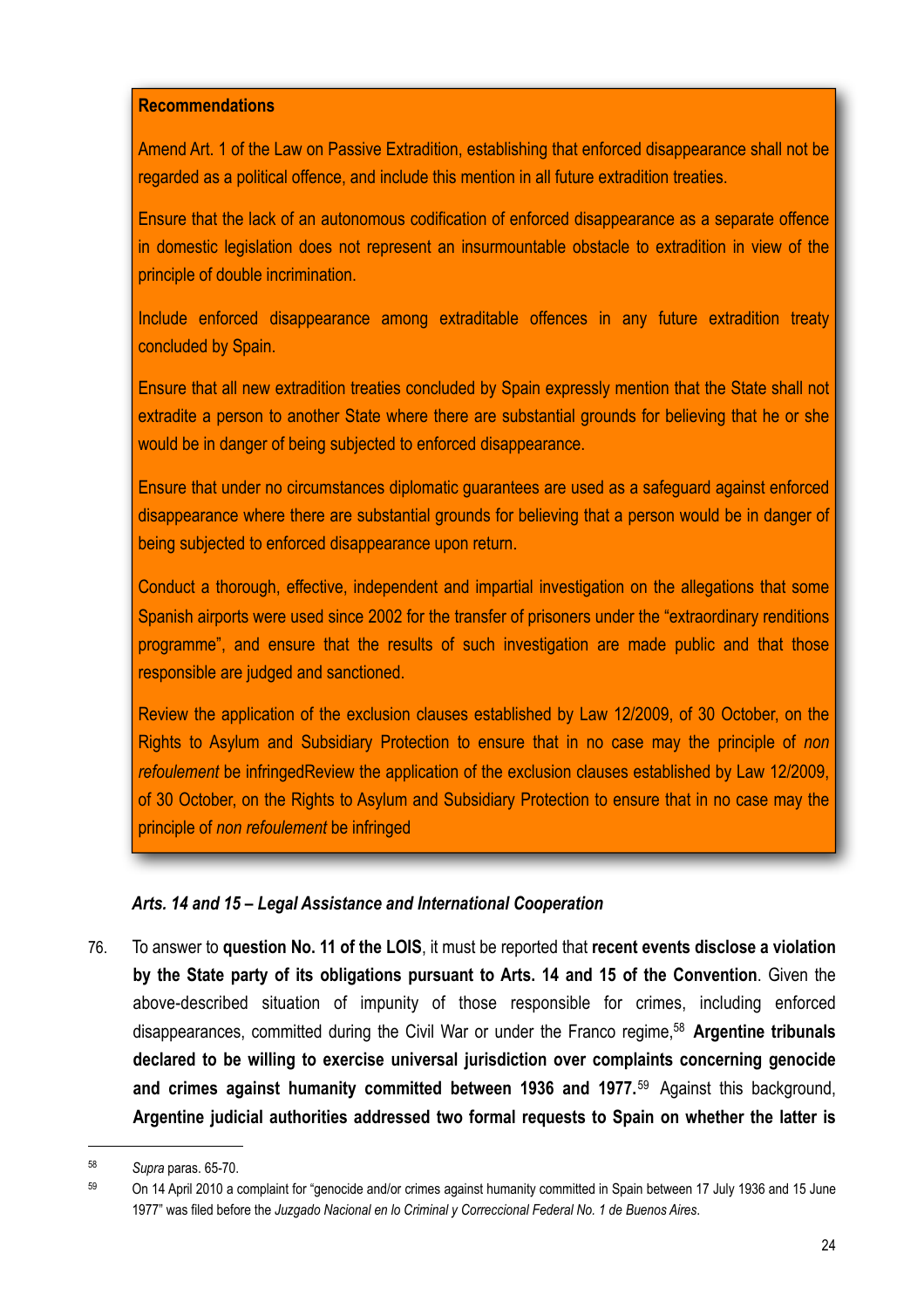**Recommendations**

Amend Art. 1 of the Law on Passive Extradition, establishing that enforced disappearance shall not be regarded as a political offence, and include this mention in all future extradition treaties.

Ensure that the lack of an autonomous codification of enforced disappearance as a separate offence in domestic legislation does not represent an insurmountable obstacle to extradition in view of the principle of double incrimination.

Include enforced disappearance among extraditable offences in any future extradition treaty concluded by Spain.

Ensure that all new extradition treaties concluded by Spain expressly mention that the State shall not extradite a person to another State where there are substantial grounds for believing that he or she would be in danger of being subjected to enforced disappearance.

Ensure that under no circumstances diplomatic guarantees are used as a safeguard against enforced disappearance where there are substantial grounds for believing that a person would be in danger of being subjected to enforced disappearance upon return.

Conduct a thorough, effective, independent and impartial investigation on the allegations that some Spanish airports were used since 2002 for the transfer of prisoners under the "extraordinary renditions programme", and ensure that the results of such investigation are made public and that those responsible are judged and sanctioned.

Review the application of the exclusion clauses established by Law 12/2009, of 30 October, on the Rights to Asylum and Subsidiary Protection to ensure that in no case may the principle of *non refoulement* be infringedReview the application of the exclusion clauses established by Law 12/2009, of 30 October, on the Rights to Asylum and Subsidiary Protection to ensure that in no case may the principle of *non refoulement* be infringed

### *Arts. 14 and 15 – Legal Assistance and International Cooperation*

76. To answer to **question No. 11 of the LOIS**, it must be reported that **recent events disclose a violation by the State party of its obligations pursuant to Arts. 14 and 15 of the Convention**. Given the above-described situation of impunity of those responsible for crimes, including enforced disappearances, committed during the Civil War or under the Franco regime,[58] **Argentine tribunals declared to be willing to exercise universal jurisdiction over complaints concerning genocide and crimes against humanity committed between 1936 and 1977.**[59] Against this background, **Argentine judicial authorities addressed two formal requests to Spain on whether the latter is**

[58] *Supra* paras. 65-70.

[59] On 14 April 2010 a complaint for "genocide and/or crimes against humanity committed in Spain between 17 July 1936 and 15 June 1977" was filed before the *Juzgado Nacional en lo Criminal y Correccional Federal No. 1 de Buenos Aires*.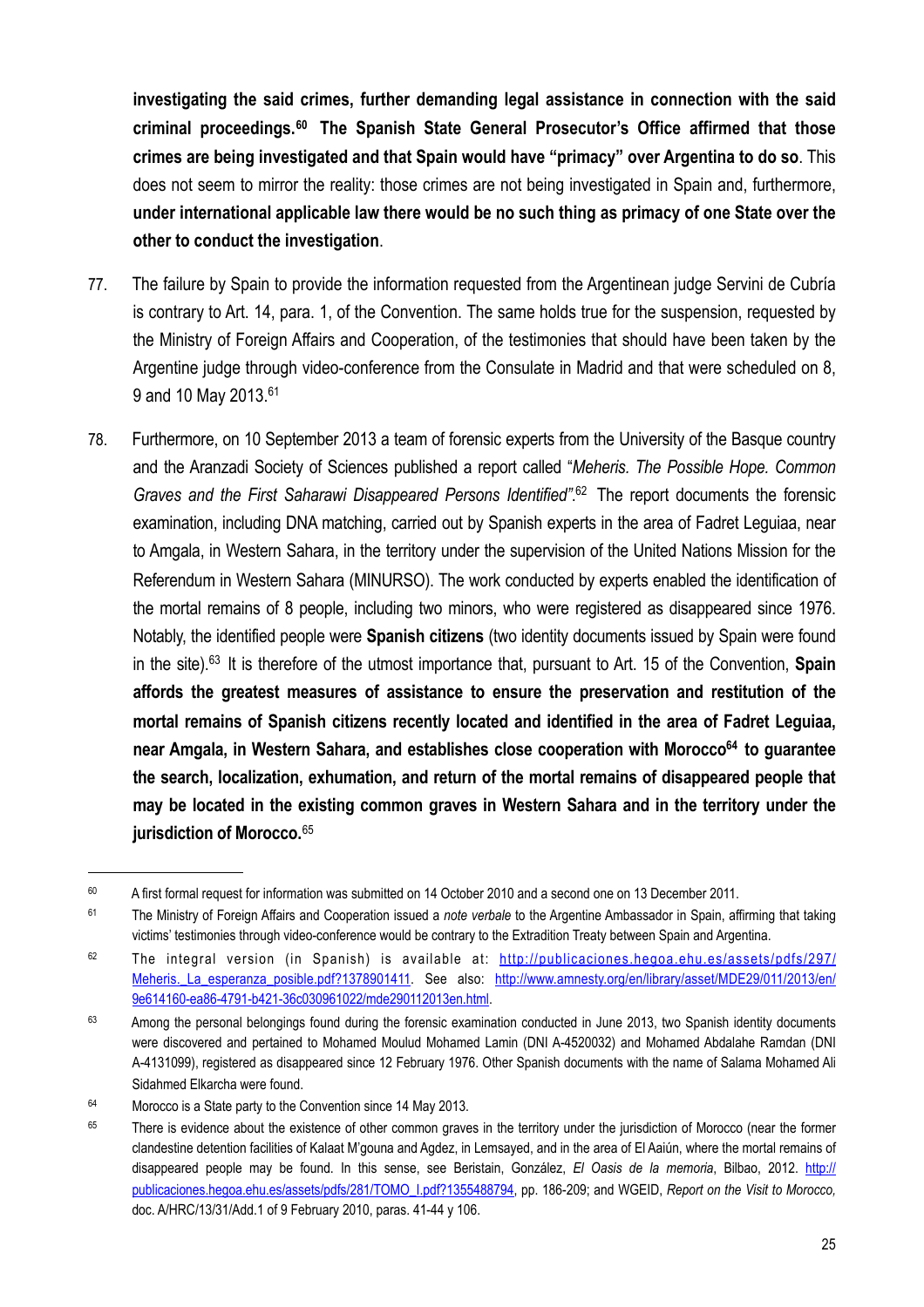**investigating the said crimes, further demanding legal assistance in connection with the said criminal proceedings.[60] The Spanish State General Prosecutor's Office affirmed that those crimes are being investigated and that Spain would have "primacy" over Argentina to do so**. This does not seem to mirror the reality: those crimes are not being investigated in Spain and, furthermore, **under international applicable law there would be no such thing as primacy of one State over the other to conduct the investigation**.

77. The failure by Spain to provide the information requested from the Argentinean judge Servini de Cubría is contrary to Art. 14, para. 1, of the Convention. The same holds true for the suspension, requested by the Ministry of Foreign Affairs and Cooperation, of the testimonies that should have been taken by the Argentine judge through video-conference from the Consulate in Madrid and that were scheduled on 8, 9 and 10 May 2013.[61]

78. Furthermore, on 10 September 2013 a team of forensic experts from the University of the Basque country and the Aranzadi Society of Sciences published a report called "*Meheris. The Possible Hope. Common Graves and the First Saharawi Disappeared Persons Identified*".[62] The report documents the forensic examination, including DNA matching, carried out by Spanish experts in the area of Fadret Leguiaa, near to Amgala, in Western Sahara, in the territory under the supervision of the United Nations Mission for the Referendum in Western Sahara (MINURSO). The work conducted by experts enabled the identification of the mortal remains of 8 people, including two minors, who were registered as disappeared since 1976. Notably, the identified people were **Spanish citizens** (two identity documents issued by Spain were found in the site).[63] It is therefore of the utmost importance that, pursuant to Art. 15 of the Convention, **Spain affords the greatest measures of assistance to ensure the preservation and restitution of the mortal remains of Spanish citizens recently located and identified in the area of Fadret Leguiaa, near Amgala, in Western Sahara, and establishes close cooperation with Morocco[64] to guarantee the search, localization, exhumation, and return of the mortal remains of disappeared people that may be located in the existing common graves in Western Sahara and in the territory under the jurisdiction of Morocco.**[65]

---

[60] A first formal request for information was submitted on 14 October 2010 and a second one on 13 December 2011.

[61] The Ministry of Foreign Affairs and Cooperation issued a *note verbale* to the Argentine Ambassador in Spain, affirming that taking victims' testimonies through video-conference would be contrary to the Extradition Treaty between Spain and Argentina.

[62] The integral version (in Spanish) is available at: http://publicaciones.hegoa.ehu.es/assets/pdfs/297/Meheris._La_esperanza_posible.pdf?1378901411. See also: http://www.amnesty.org/en/library/asset/MDE29/011/2013/en/9e614160-ea86-4791-b421-36c030961022/mde290112013en.html.

[63] Among the personal belongings found during the forensic examination conducted in June 2013, two Spanish identity documents were discovered and pertained to Mohamed Moulud Mohamed Lamin (DNI A-4520032) and Mohamed Abdalahe Ramdan (DNI A-4131099), registered as disappeared since 12 February 1976. Other Spanish documents with the name of Salama Mohamed Ali Sidahmed Elkarcha were found.

[64] Morocco is a State party to the Convention since 14 May 2013.

[65] There is evidence about the existence of other common graves in the territory under the jurisdiction of Morocco (near the former clandestine detention facilities of Kalaat M'gouna and Agdez, in Lemsayed, and in the area of El Aaiún, where the mortal remains of disappeared people may be found. In this sense, see Beristain, González, *El Oasis de la memoria*, Bilbao, 2012. http://publicaciones.hegoa.ehu.es/assets/pdfs/281/TOMO_I.pdf?1355488794, pp. 186-209; and WGEID, *Report on the Visit to Morocco,* doc. A/HRC/13/31/Add.1 of 9 February 2010, paras. 41-44 y 106.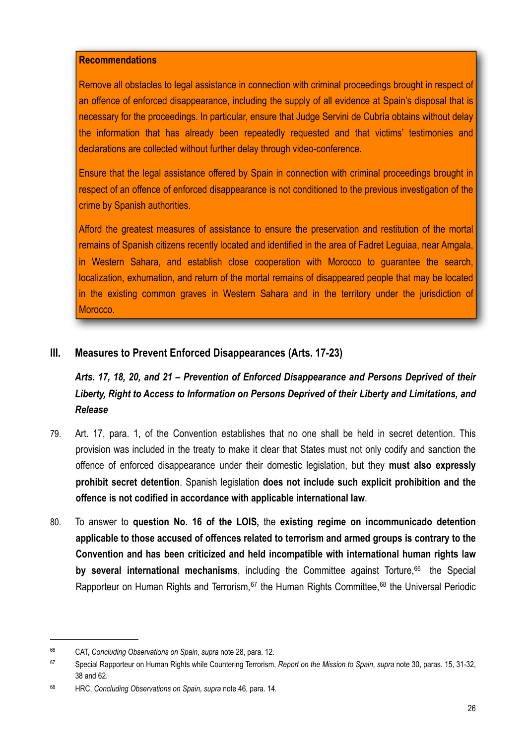**Recommendations**

Remove all obstacles to legal assistance in connection with criminal proceedings brought in respect of an offence of enforced disappearance, including the supply of all evidence at Spain's disposal that is necessary for the proceedings. In particular, ensure that Judge Servini de Cubría obtains without delay the information that has already been repeatedly requested and that victims' testimonies and declarations are collected without further delay through video-conference.

Ensure that the legal assistance offered by Spain in connection with criminal proceedings brought in respect of an offence of enforced disappearance is not conditioned to the previous investigation of the crime by Spanish authorities.

Afford the greatest measures of assistance to ensure the preservation and restitution of the mortal remains of Spanish citizens recently located and identified in the area of Fadret Leguiaa, near Amgala, in Western Sahara, and establish close cooperation with Morocco to guarantee the search, localization, exhumation, and return of the mortal remains of disappeared people that may be located in the existing common graves in Western Sahara and in the territory under the jurisdiction of Morocco.

## III. Measures to Prevent Enforced Disappearances (Arts. 17-23)

### *Arts. 17, 18, 20, and 21 – Prevention of Enforced Disappearance and Persons Deprived of their Liberty, Right to Access to Information on Persons Deprived of their Liberty and Limitations, and Release*

79. Art. 17, para. 1, of the Convention establishes that no one shall be held in secret detention. This provision was included in the treaty to make it clear that States must not only codify and sanction the offence of enforced disappearance under their domestic legislation, but they **must also expressly prohibit secret detention**. Spanish legislation **does not include such explicit prohibition and the offence is not codified in accordance with applicable international law**.

80. To answer to **question No. 16 of the LOIS,** the **existing regime on incommunicado detention applicable to those accused of offences related to terrorism and armed groups is contrary to the Convention and has been criticized and held incompatible with international human rights law by several international mechanisms**, including the Committee against Torture,[66] the Special Rapporteur on Human Rights and Terrorism,[67] the Human Rights Committee,[68] the Universal Periodic

---

[66] CAT, *Concluding Observations on Spain*, *supra* note 28, para. 12.

[67] Special Rapporteur on Human Rights while Countering Terrorism, *Report on the Mission to Spain*, *supra* note 30, paras. 15, 31-32, 38 and 62.

[68] HRC, *Concluding Observations on Spain*, *supra* note 46, para. 14.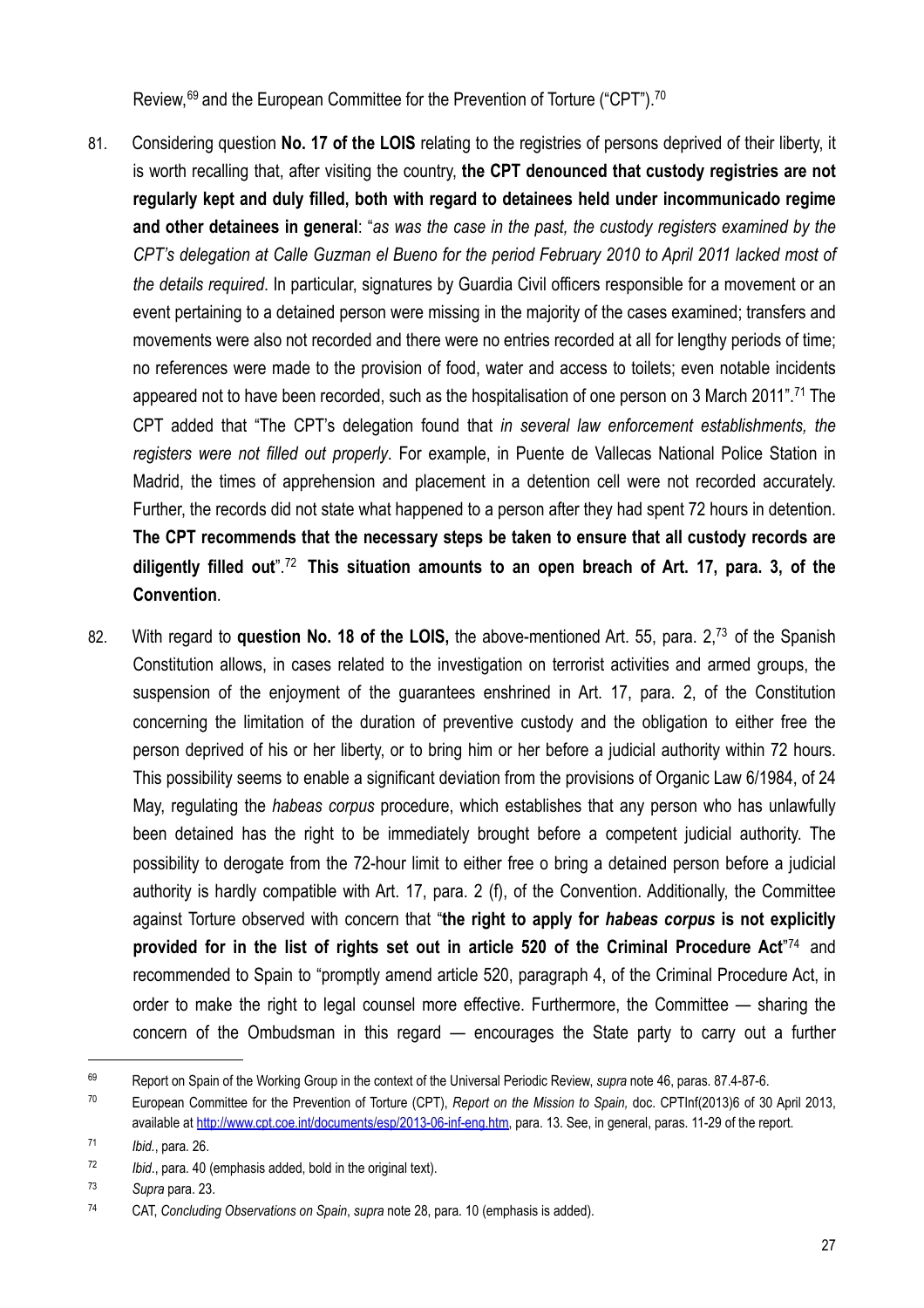Review,[69] and the European Committee for the Prevention of Torture ("CPT").[70]

81. Considering question **No. 17 of the LOIS** relating to the registries of persons deprived of their liberty, it is worth recalling that, after visiting the country, **the CPT denounced that custody registries are not regularly kept and duly filled, both with regard to detainees held under incommunicado regime and other detainees in general**: "*as was the case in the past, the custody registers examined by the CPT's delegation at Calle Guzman el Bueno for the period February 2010 to April 2011 lacked most of the details required*. In particular, signatures by Guardia Civil officers responsible for a movement or an event pertaining to a detained person were missing in the majority of the cases examined; transfers and movements were also not recorded and there were no entries recorded at all for lengthy periods of time; no references were made to the provision of food, water and access to toilets; even notable incidents appeared not to have been recorded, such as the hospitalisation of one person on 3 March 2011".[71] The CPT added that "The CPT's delegation found that *in several law enforcement establishments, the registers were not filled out properly*. For example, in Puente de Vallecas National Police Station in Madrid, the times of apprehension and placement in a detention cell were not recorded accurately. Further, the records did not state what happened to a person after they had spent 72 hours in detention. **The CPT recommends that the necessary steps be taken to ensure that all custody records are diligently filled out**".[72] **This situation amounts to an open breach of Art. 17, para. 3, of the Convention**.

82. With regard to **question No. 18 of the LOIS,** the above-mentioned Art. 55, para. 2,[73] of the Spanish Constitution allows, in cases related to the investigation on terrorist activities and armed groups, the suspension of the enjoyment of the guarantees enshrined in Art. 17, para. 2, of the Constitution concerning the limitation of the duration of preventive custody and the obligation to either free the person deprived of his or her liberty, or to bring him or her before a judicial authority within 72 hours. This possibility seems to enable a significant deviation from the provisions of Organic Law 6/1984, of 24 May, regulating the *habeas corpus* procedure, which establishes that any person who has unlawfully been detained has the right to be immediately brought before a competent judicial authority. The possibility to derogate from the 72-hour limit to either free o bring a detained person before a judicial authority is hardly compatible with Art. 17, para. 2 (f), of the Convention. Additionally, the Committee against Torture observed with concern that "**the right to apply for *habeas corpus* is not explicitly provided for in the list of rights set out in article 520 of the Criminal Procedure Act**"[74] and recommended to Spain to "promptly amend article 520, paragraph 4, of the Criminal Procedure Act, in order to make the right to legal counsel more effective. Furthermore, the Committee — sharing the concern of the Ombudsman in this regard — encourages the State party to carry out a further

---

[69] Report on Spain of the Working Group in the context of the Universal Periodic Review, *supra* note 46, paras. 87.4-87-6.

[70] European Committee for the Prevention of Torture (CPT), *Report on the Mission to Spain,* doc. CPTInf(2013)6 of 30 April 2013, available at http://www.cpt.coe.int/documents/esp/2013-06-inf-eng.htm, para. 13. See, in general, paras. 11-29 of the report.

[71] *Ibid.*, para. 26.

[72] *Ibid*., para. 40 (emphasis added, bold in the original text).

[73] *Supra* para. 23.

[74] CAT, *Concluding Observations on Spain*, *supra* note 28, para. 10 (emphasis is added).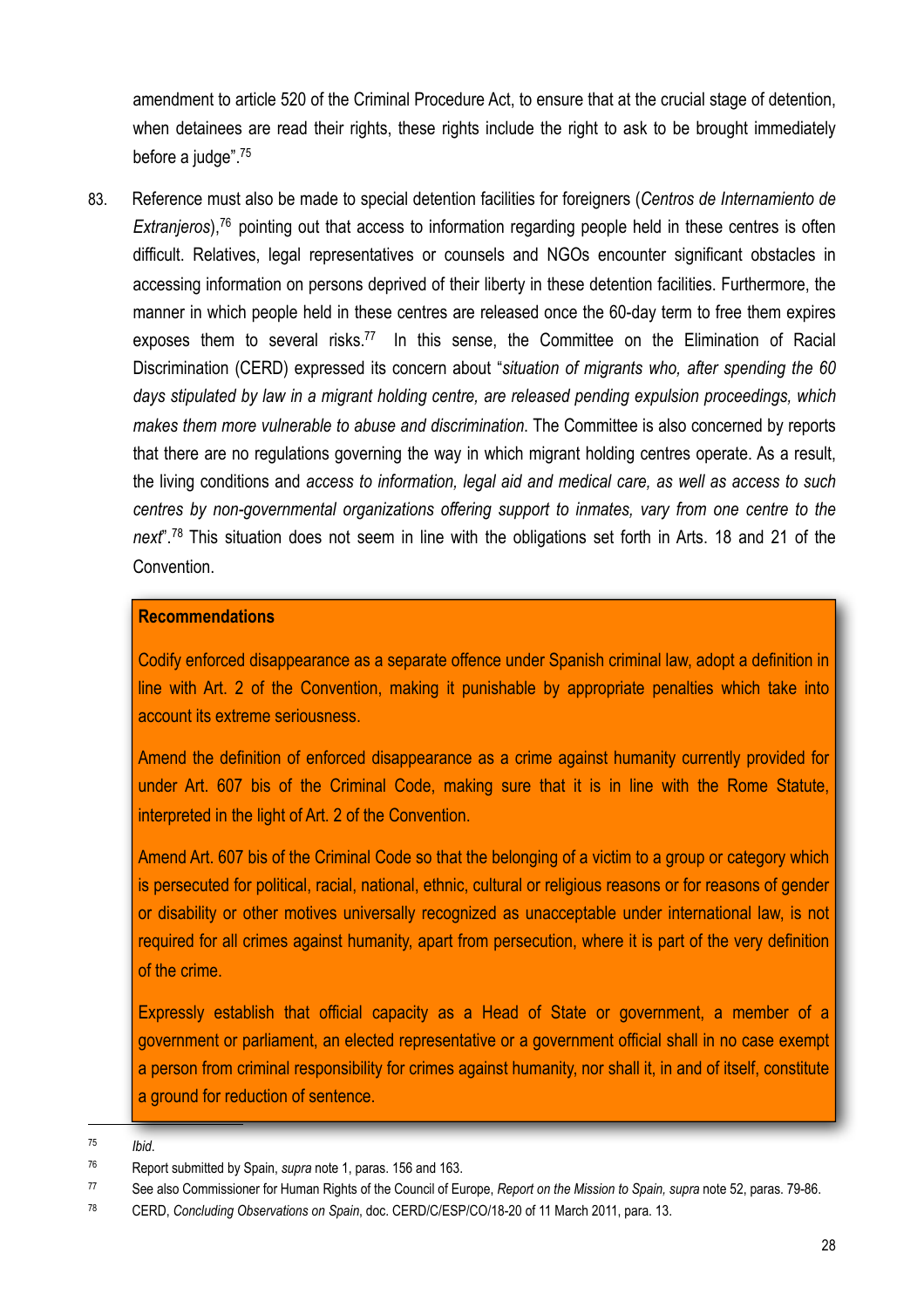amendment to article 520 of the Criminal Procedure Act, to ensure that at the crucial stage of detention, when detainees are read their rights, these rights include the right to ask to be brought immediately before a judge".[75]

83. Reference must also be made to special detention facilities for foreigners (*Centros de Internamiento de Extranjeros*),[76] pointing out that access to information regarding people held in these centres is often difficult. Relatives, legal representatives or counsels and NGOs encounter significant obstacles in accessing information on persons deprived of their liberty in these detention facilities. Furthermore, the manner in which people held in these centres are released once the 60-day term to free them expires exposes them to several risks.[77] In this sense, the Committee on the Elimination of Racial Discrimination (CERD) expressed its concern about "*situation of migrants who, after spending the 60 days stipulated by law in a migrant holding centre, are released pending expulsion proceedings, which makes them more vulnerable to abuse and discrimination*. The Committee is also concerned by reports that there are no regulations governing the way in which migrant holding centres operate. As a result, the living conditions and *access to information, legal aid and medical care, as well as access to such centres by non-governmental organizations offering support to inmates, vary from one centre to the next*".[78] This situation does not seem in line with the obligations set forth in Arts. 18 and 21 of the Convention.

**Recommendations**

Codify enforced disappearance as a separate offence under Spanish criminal law, adopt a definition in line with Art. 2 of the Convention, making it punishable by appropriate penalties which take into account its extreme seriousness.

Amend the definition of enforced disappearance as a crime against humanity currently provided for under Art. 607 bis of the Criminal Code, making sure that it is in line with the Rome Statute, interpreted in the light of Art. 2 of the Convention.

Amend Art. 607 bis of the Criminal Code so that the belonging of a victim to a group or category which is persecuted for political, racial, national, ethnic, cultural or religious reasons or for reasons of gender or disability or other motives universally recognized as unacceptable under international law, is not required for all crimes against humanity, apart from persecution, where it is part of the very definition of the crime.

Expressly establish that official capacity as a Head of State or government, a member of a government or parliament, an elected representative or a government official shall in no case exempt a person from criminal responsibility for crimes against humanity, nor shall it, in and of itself, constitute a ground for reduction of sentence.

---

[75] *Ibid*.

[76] Report submitted by Spain, *supra* note 1, paras. 156 and 163.

[77] See also Commissioner for Human Rights of the Council of Europe, *Report on the Mission to Spain, supra* note 52, paras. 79-86.

[78] CERD, *Concluding Observations on Spain*, doc. CERD/C/ESP/CO/18-20 of 11 March 2011, para. 13.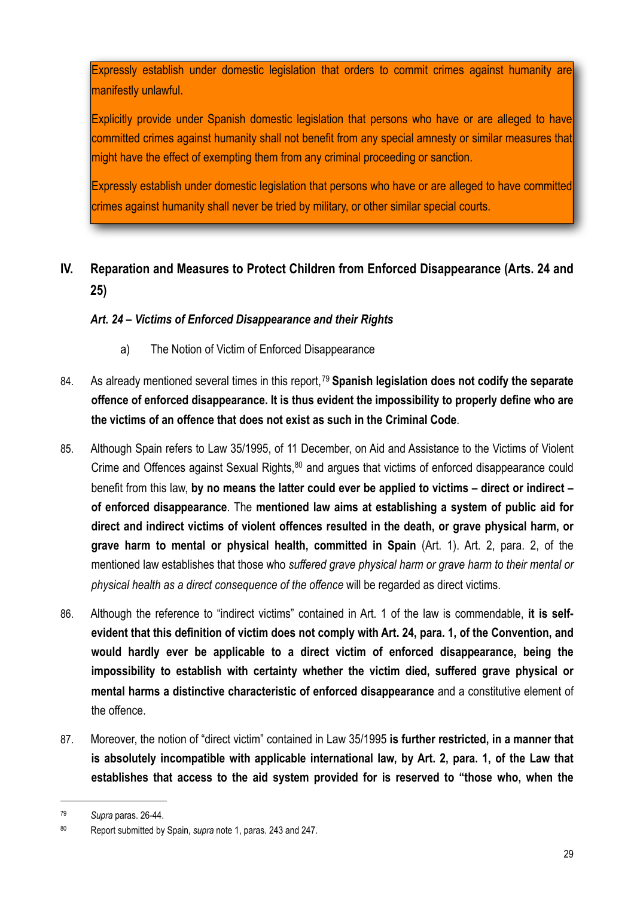Expressly establish under domestic legislation that orders to commit crimes against humanity are manifestly unlawful.

Explicitly provide under Spanish domestic legislation that persons who have or are alleged to have committed crimes against humanity shall not benefit from any special amnesty or similar measures that might have the effect of exempting them from any criminal proceeding or sanction.

Expressly establish under domestic legislation that persons who have or are alleged to have committed crimes against humanity shall never be tried by military, or other similar special courts.

## IV. Reparation and Measures to Protect Children from Enforced Disappearance (Arts. 24 and 25)

### *Art. 24 – Victims of Enforced Disappearance and their Rights*

a) The Notion of Victim of Enforced Disappearance

84. As already mentioned several times in this report,[79] **Spanish legislation does not codify the separate offence of enforced disappearance. It is thus evident the impossibility to properly define who are the victims of an offence that does not exist as such in the Criminal Code**.

85. Although Spain refers to Law 35/1995, of 11 December, on Aid and Assistance to the Victims of Violent Crime and Offences against Sexual Rights,[80] and argues that victims of enforced disappearance could benefit from this law, **by no means the latter could ever be applied to victims – direct or indirect – of enforced disappearance**. The **mentioned law aims at establishing a system of public aid for direct and indirect victims of violent offences resulted in the death, or grave physical harm, or grave harm to mental or physical health, committed in Spain** (Art. 1). Art. 2, para. 2, of the mentioned law establishes that those who *suffered grave physical harm or grave harm to their mental or physical health as a direct consequence of the offence* will be regarded as direct victims.

86. Although the reference to "indirect victims" contained in Art. 1 of the law is commendable, **it is self-evident that this definition of victim does not comply with Art. 24, para. 1, of the Convention, and would hardly ever be applicable to a direct victim of enforced disappearance, being the impossibility to establish with certainty whether the victim died, suffered grave physical or mental harms a distinctive characteristic of enforced disappearance** and a constitutive element of the offence.

87. Moreover, the notion of "direct victim" contained in Law 35/1995 **is further restricted, in a manner that is absolutely incompatible with applicable international law, by Art. 2, para. 1, of the Law that establishes that access to the aid system provided for is reserved to "those who, when the**

---

[79] *Supra* paras. 26-44.

[80] Report submitted by Spain, *supra* note 1, paras. 243 and 247.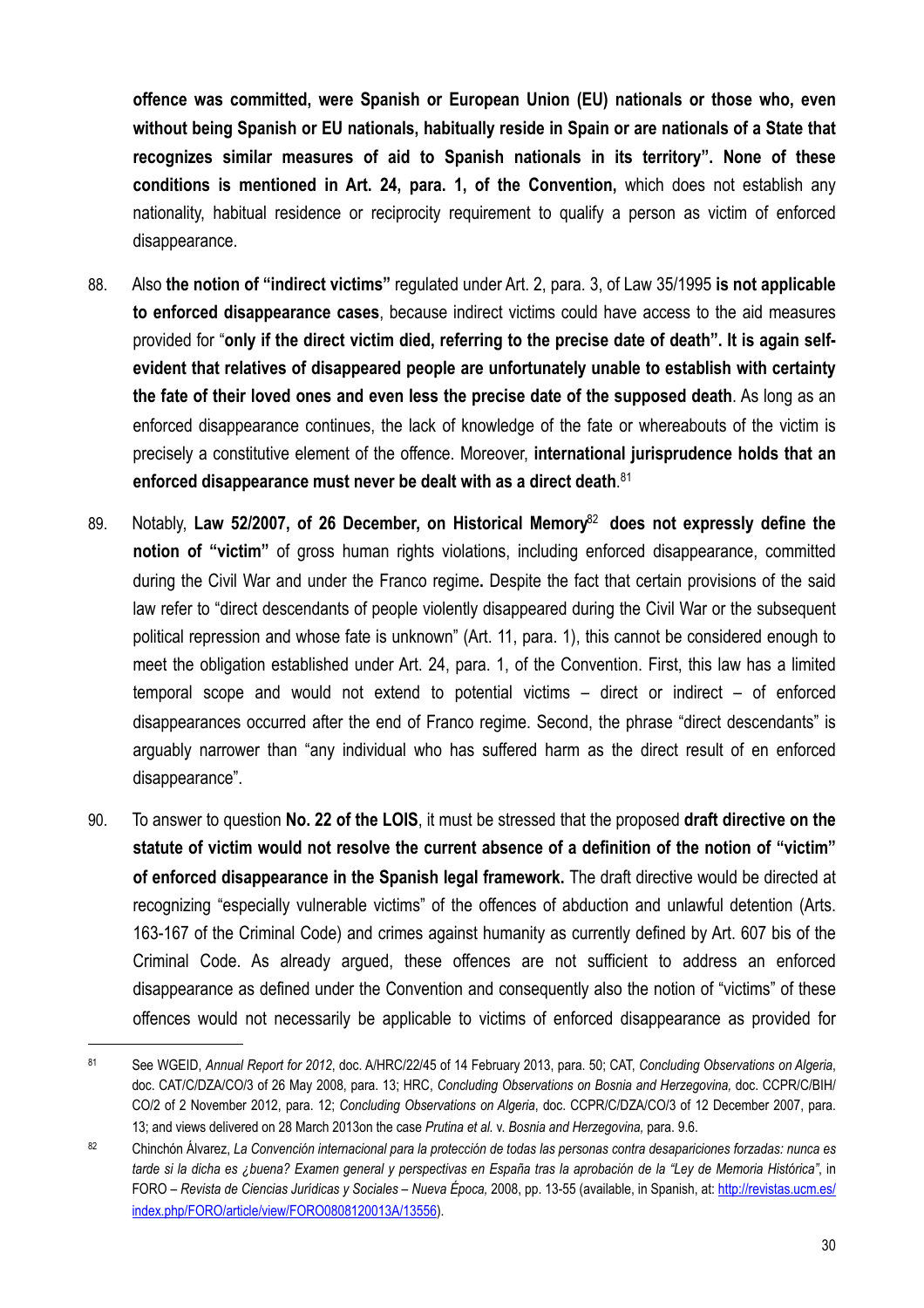**offence was committed, were Spanish or European Union (EU) nationals or those who, even without being Spanish or EU nationals, habitually reside in Spain or are nationals of a State that recognizes similar measures of aid to Spanish nationals in its territory". None of these conditions is mentioned in Art. 24, para. 1, of the Convention,** which does not establish any nationality, habitual residence or reciprocity requirement to qualify a person as victim of enforced disappearance.

88. Also **the notion of "indirect victims"** regulated under Art. 2, para. 3, of Law 35/1995 **is not applicable to enforced disappearance cases**, because indirect victims could have access to the aid measures provided for "**only if the direct victim died, referring to the precise date of death". It is again self-evident that relatives of disappeared people are unfortunately unable to establish with certainty the fate of their loved ones and even less the precise date of the supposed death**. As long as an enforced disappearance continues, the lack of knowledge of the fate or whereabouts of the victim is precisely a constitutive element of the offence. Moreover, **international jurisprudence holds that an enforced disappearance must never be dealt with as a direct death**.[81]

89. Notably, **Law 52/2007, of 26 December, on Historical Memory**[82] **does not expressly define the notion of "victim"** of gross human rights violations, including enforced disappearance, committed during the Civil War and under the Franco regime**.** Despite the fact that certain provisions of the said law refer to "direct descendants of people violently disappeared during the Civil War or the subsequent political repression and whose fate is unknown" (Art. 11, para. 1), this cannot be considered enough to meet the obligation established under Art. 24, para. 1, of the Convention. First, this law has a limited temporal scope and would not extend to potential victims – direct or indirect – of enforced disappearances occurred after the end of Franco regime. Second, the phrase "direct descendants" is arguably narrower than "any individual who has suffered harm as the direct result of en enforced disappearance".

90. To answer to question **No. 22 of the LOIS**, it must be stressed that the proposed **draft directive on the statute of victim would not resolve the current absence of a definition of the notion of "victim" of enforced disappearance in the Spanish legal framework.** The draft directive would be directed at recognizing "especially vulnerable victims" of the offences of abduction and unlawful detention (Arts. 163-167 of the Criminal Code) and crimes against humanity as currently defined by Art. 607 bis of the Criminal Code. As already argued, these offences are not sufficient to address an enforced disappearance as defined under the Convention and consequently also the notion of "victims" of these offences would not necessarily be applicable to victims of enforced disappearance as provided for

---

[81] See WGEID, *Annual Report for 2012*, doc. A/HRC/22/45 of 14 February 2013, para. 50; CAT, *Concluding Observations on Algeria*, doc. CAT/C/DZA/CO/3 of 26 May 2008, para. 13; HRC, *Concluding Observations on Bosnia and Herzegovina,* doc. CCPR/C/BIH/CO/2 of 2 November 2012, para. 12; *Concluding Observations on Algeria*, doc. CCPR/C/DZA/CO/3 of 12 December 2007, para. 13; and views delivered on 28 March 2013on the case *Prutina et al.* v. *Bosnia and Herzegovina,* para. 9.6.

[82] Chinchón Álvarez, *La Convención internacional para la protección de todas las personas contra desapariciones forzadas: nunca es tarde si la dicha es ¿buena? Examen general y perspectivas en España tras la aprobación de la "Ley de Memoria Histórica"*, in FORO – *Revista de Ciencias Jurídicas y Sociales – Nueva Época,* 2008, pp. 13-55 (available, in Spanish, at: http://revistas.ucm.es/index.php/FORO/article/view/FORO0808120013A/13556).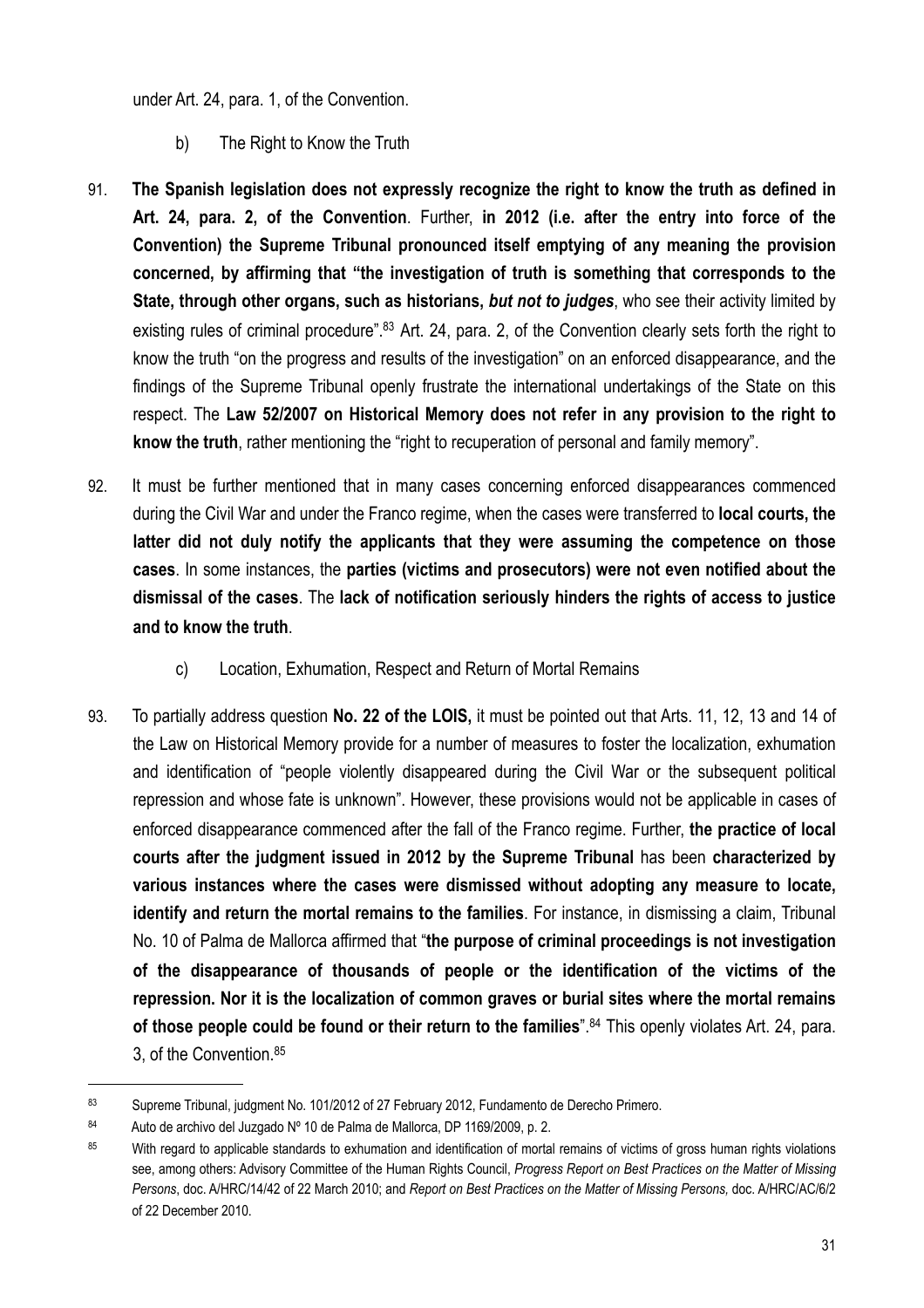under Art. 24, para. 1, of the Convention.

b) The Right to Know the Truth

91. **The Spanish legislation does not expressly recognize the right to know the truth as defined in Art. 24, para. 2, of the Convention**. Further, **in 2012 (i.e. after the entry into force of the Convention) the Supreme Tribunal pronounced itself emptying of any meaning the provision concerned, by affirming that "the investigation of truth is something that corresponds to the State, through other organs, such as historians,** ***but not to judges***, who see their activity limited by existing rules of criminal procedure".[83] Art. 24, para. 2, of the Convention clearly sets forth the right to know the truth "on the progress and results of the investigation" on an enforced disappearance, and the findings of the Supreme Tribunal openly frustrate the international undertakings of the State on this respect. The **Law 52/2007 on Historical Memory does not refer in any provision to the right to know the truth**, rather mentioning the "right to recuperation of personal and family memory".

92. It must be further mentioned that in many cases concerning enforced disappearances commenced during the Civil War and under the Franco regime, when the cases were transferred to **local courts, the latter did not duly notify the applicants that they were assuming the competence on those cases**. In some instances, the **parties (victims and prosecutors) were not even notified about the dismissal of the cases**. The **lack of notification seriously hinders the rights of access to justice and to know the truth**.

c) Location, Exhumation, Respect and Return of Mortal Remains

93. To partially address question **No. 22 of the LOIS,** it must be pointed out that Arts. 11, 12, 13 and 14 of the Law on Historical Memory provide for a number of measures to foster the localization, exhumation and identification of "people violently disappeared during the Civil War or the subsequent political repression and whose fate is unknown". However, these provisions would not be applicable in cases of enforced disappearance commenced after the fall of the Franco regime. Further, **the practice of local courts after the judgment issued in 2012 by the Supreme Tribunal** has been **characterized by various instances where the cases were dismissed without adopting any measure to locate, identify and return the mortal remains to the families**. For instance, in dismissing a claim, Tribunal No. 10 of Palma de Mallorca affirmed that "**the purpose of criminal proceedings is not investigation of the disappearance of thousands of people or the identification of the victims of the repression. Nor it is the localization of common graves or burial sites where the mortal remains of those people could be found or their return to the families**".[84] This openly violates Art. 24, para. 3, of the Convention.[85]

---

[83] Supreme Tribunal, judgment No. 101/2012 of 27 February 2012, Fundamento de Derecho Primero.

[84] Auto de archivo del Juzgado Nº 10 de Palma de Mallorca, DP 1169/2009, p. 2.

[85] With regard to applicable standards to exhumation and identification of mortal remains of victims of gross human rights violations see, among others: Advisory Committee of the Human Rights Council, *Progress Report on Best Practices on the Matter of Missing Persons*, doc. A/HRC/14/42 of 22 March 2010; and *Report on Best Practices on the Matter of Missing Persons,* doc. A/HRC/AC/6/2 of 22 December 2010.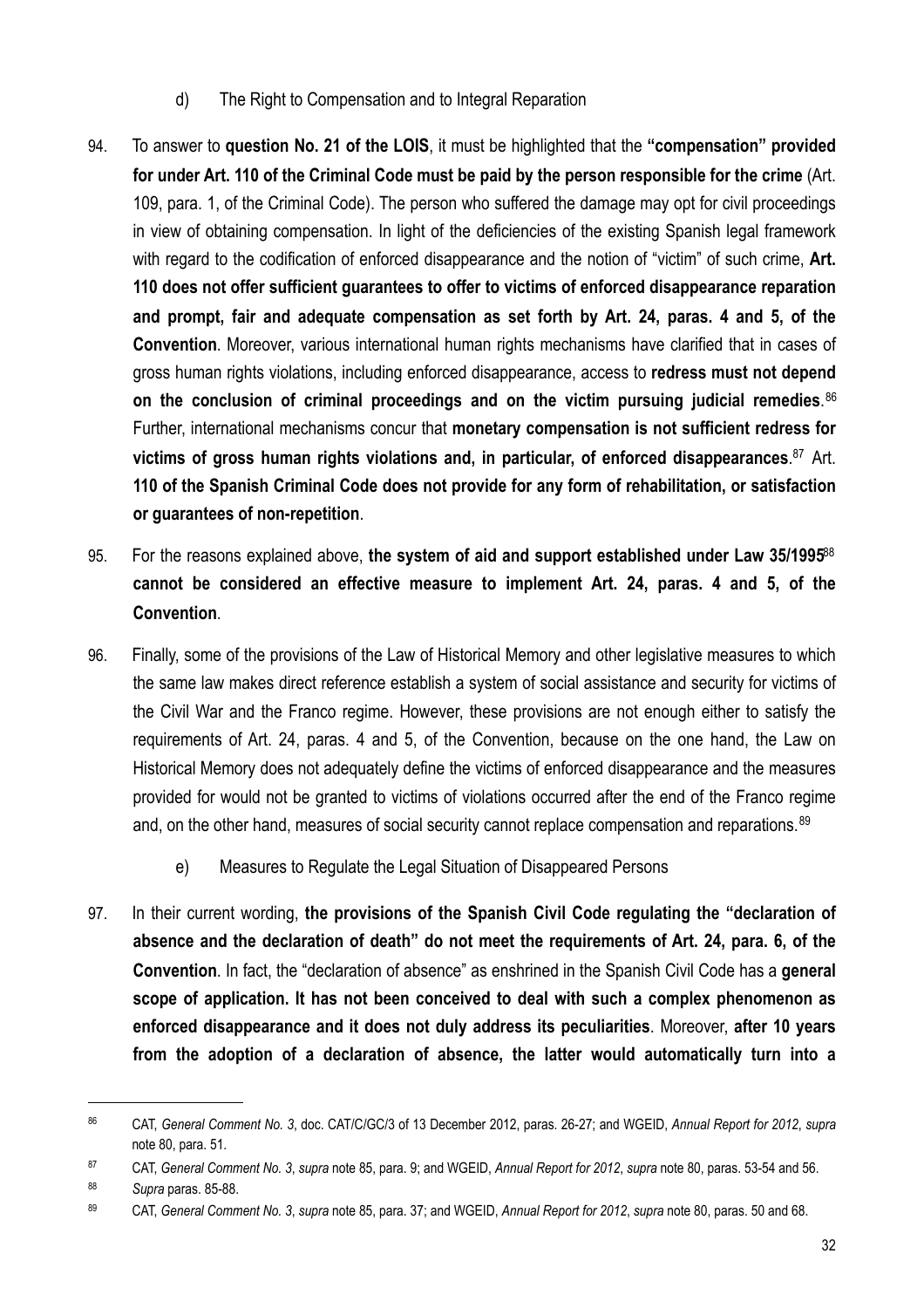### d) The Right to Compensation and to Integral Reparation

94. To answer to **question No. 21 of the LOIS**, it must be highlighted that the **"compensation" provided for under Art. 110 of the Criminal Code must be paid by the person responsible for the crime** (Art. 109, para. 1, of the Criminal Code). The person who suffered the damage may opt for civil proceedings in view of obtaining compensation. In light of the deficiencies of the existing Spanish legal framework with regard to the codification of enforced disappearance and the notion of "victim" of such crime, **Art. 110 does not offer sufficient guarantees to offer to victims of enforced disappearance reparation and prompt, fair and adequate compensation as set forth by Art. 24, paras. 4 and 5, of the Convention**. Moreover, various international human rights mechanisms have clarified that in cases of gross human rights violations, including enforced disappearance, access to **redress must not depend on the conclusion of criminal proceedings and on the victim pursuing judicial remedies**.[86] Further, international mechanisms concur that **monetary compensation is not sufficient redress for victims of gross human rights violations and, in particular, of enforced disappearances**.[87] Art. **110 of the Spanish Criminal Code does not provide for any form of rehabilitation, or satisfaction or guarantees of non-repetition**.

95. For the reasons explained above, **the system of aid and support established under Law 35/1995**[88] **cannot be considered an effective measure to implement Art. 24, paras. 4 and 5, of the Convention**.

96. Finally, some of the provisions of the Law of Historical Memory and other legislative measures to which the same law makes direct reference establish a system of social assistance and security for victims of the Civil War and the Franco regime. However, these provisions are not enough either to satisfy the requirements of Art. 24, paras. 4 and 5, of the Convention, because on the one hand, the Law on Historical Memory does not adequately define the victims of enforced disappearance and the measures provided for would not be granted to victims of violations occurred after the end of the Franco regime and, on the other hand, measures of social security cannot replace compensation and reparations.[89]

### e) Measures to Regulate the Legal Situation of Disappeared Persons

97. In their current wording, **the provisions of the Spanish Civil Code regulating the "declaration of absence and the declaration of death" do not meet the requirements of Art. 24, para. 6, of the Convention**. In fact, the "declaration of absence" as enshrined in the Spanish Civil Code has a **general scope of application. It has not been conceived to deal with such a complex phenomenon as enforced disappearance and it does not duly address its peculiarities**. Moreover, **after 10 years from the adoption of a declaration of absence, the latter would automatically turn into a**

---

[86] CAT, *General Comment No. 3*, doc. CAT/C/GC/3 of 13 December 2012, paras. 26-27; and WGEID, *Annual Report for 2012*, *supra* note 80, para. 51.

[87] CAT, *General Comment No. 3*, *supra* note 85, para. 9; and WGEID, *Annual Report for 2012*, *supra* note 80, paras. 53-54 and 56.

[88] *Supra* paras. 85-88.

[89] CAT, *General Comment No. 3*, *supra* note 85, para. 37; and WGEID, *Annual Report for 2012*, *supra* note 80, paras. 50 and 68.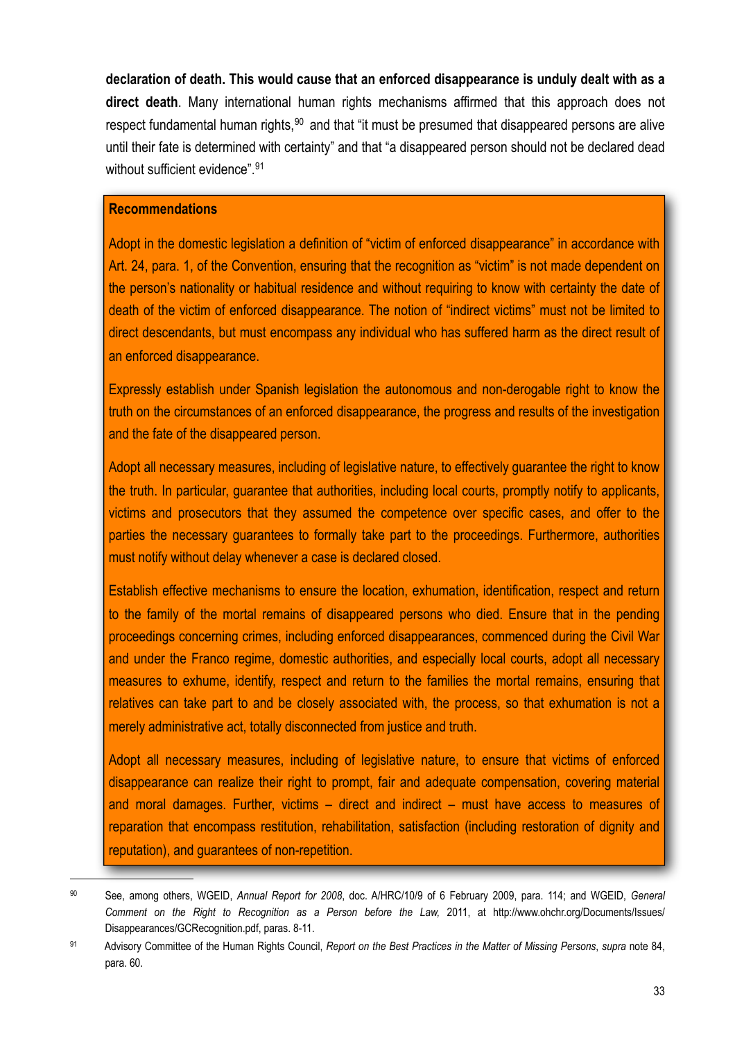**declaration of death. This would cause that an enforced disappearance is unduly dealt with as a direct death**. Many international human rights mechanisms affirmed that this approach does not respect fundamental human rights,[90] and that "it must be presumed that disappeared persons are alive until their fate is determined with certainty" and that "a disappeared person should not be declared dead without sufficient evidence".[91]

**Recommendations**

Adopt in the domestic legislation a definition of "victim of enforced disappearance" in accordance with Art. 24, para. 1, of the Convention, ensuring that the recognition as "victim" is not made dependent on the person's nationality or habitual residence and without requiring to know with certainty the date of death of the victim of enforced disappearance. The notion of "indirect victims" must not be limited to direct descendants, but must encompass any individual who has suffered harm as the direct result of an enforced disappearance.

Expressly establish under Spanish legislation the autonomous and non-derogable right to know the truth on the circumstances of an enforced disappearance, the progress and results of the investigation and the fate of the disappeared person.

Adopt all necessary measures, including of legislative nature, to effectively guarantee the right to know the truth. In particular, guarantee that authorities, including local courts, promptly notify to applicants, victims and prosecutors that they assumed the competence over specific cases, and offer to the parties the necessary guarantees to formally take part to the proceedings. Furthermore, authorities must notify without delay whenever a case is declared closed.

Establish effective mechanisms to ensure the location, exhumation, identification, respect and return to the family of the mortal remains of disappeared persons who died. Ensure that in the pending proceedings concerning crimes, including enforced disappearances, commenced during the Civil War and under the Franco regime, domestic authorities, and especially local courts, adopt all necessary measures to exhume, identify, respect and return to the families the mortal remains, ensuring that relatives can take part to and be closely associated with, the process, so that exhumation is not a merely administrative act, totally disconnected from justice and truth.

Adopt all necessary measures, including of legislative nature, to ensure that victims of enforced disappearance can realize their right to prompt, fair and adequate compensation, covering material and moral damages. Further, victims – direct and indirect – must have access to measures of reparation that encompass restitution, rehabilitation, satisfaction (including restoration of dignity and reputation), and guarantees of non-repetition.

---

[90] See, among others, WGEID, *Annual Report for 2008*, doc. A/HRC/10/9 of 6 February 2009, para. 114; and WGEID, *General Comment on the Right to Recognition as a Person before the Law,* 2011, at http://www.ohchr.org/Documents/Issues/Disappearances/GCRecognition.pdf, paras. 8-11.

[91] Advisory Committee of the Human Rights Council, *Report on the Best Practices in the Matter of Missing Persons*, *supra* note 84, para. 60.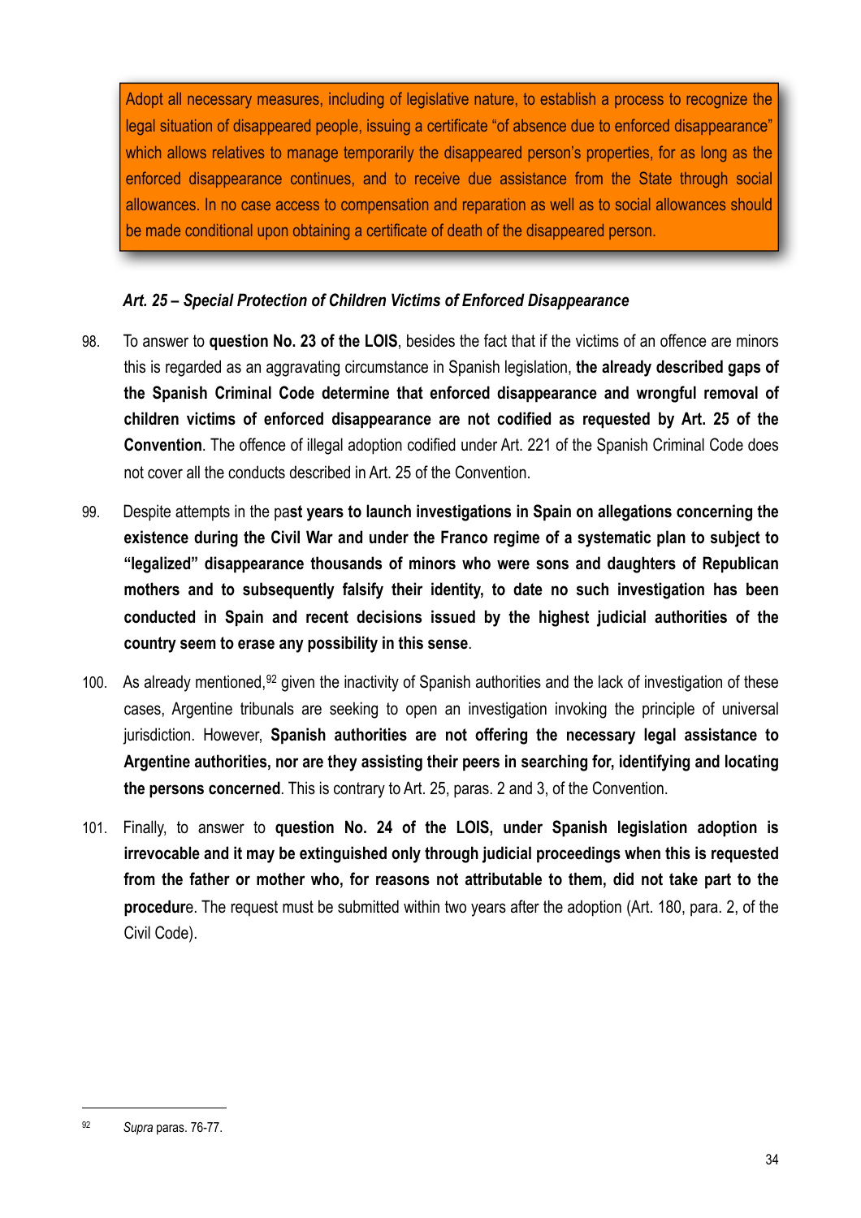> Adopt all necessary measures, including of legislative nature, to establish a process to recognize the legal situation of disappeared people, issuing a certificate "of absence due to enforced disappearance" which allows relatives to manage temporarily the disappeared person's properties, for as long as the enforced disappearance continues, and to receive due assistance from the State through social allowances. In no case access to compensation and reparation as well as to social allowances should be made conditional upon obtaining a certificate of death of the disappeared person.

### *Art. 25 – Special Protection of Children Victims of Enforced Disappearance*

98. To answer to **question No. 23 of the LOIS**, besides the fact that if the victims of an offence are minors this is regarded as an aggravating circumstance in Spanish legislation, **the already described gaps of the Spanish Criminal Code determine that enforced disappearance and wrongful removal of children victims of enforced disappearance are not codified as requested by Art. 25 of the Convention**. The offence of illegal adoption codified under Art. 221 of the Spanish Criminal Code does not cover all the conducts described in Art. 25 of the Convention.

99. Despite attempts in the pa**st years to launch investigations in Spain on allegations concerning the existence during the Civil War and under the Franco regime of a systematic plan to subject to "legalized" disappearance thousands of minors who were sons and daughters of Republican mothers and to subsequently falsify their identity, to date no such investigation has been conducted in Spain and recent decisions issued by the highest judicial authorities of the country seem to erase any possibility in this sense**.

100. As already mentioned,[92] given the inactivity of Spanish authorities and the lack of investigation of these cases, Argentine tribunals are seeking to open an investigation invoking the principle of universal jurisdiction. However, **Spanish authorities are not offering the necessary legal assistance to Argentine authorities, nor are they assisting their peers in searching for, identifying and locating the persons concerned**. This is contrary to Art. 25, paras. 2 and 3, of the Convention.

101. Finally, to answer to **question No. 24 of the LOIS, under Spanish legislation adoption is irrevocable and it may be extinguished only through judicial proceedings when this is requested from the father or mother who, for reasons not attributable to them, did not take part to the procedur**e. The request must be submitted within two years after the adoption (Art. 180, para. 2, of the Civil Code).

---

[92] *Supra* paras. 76-77.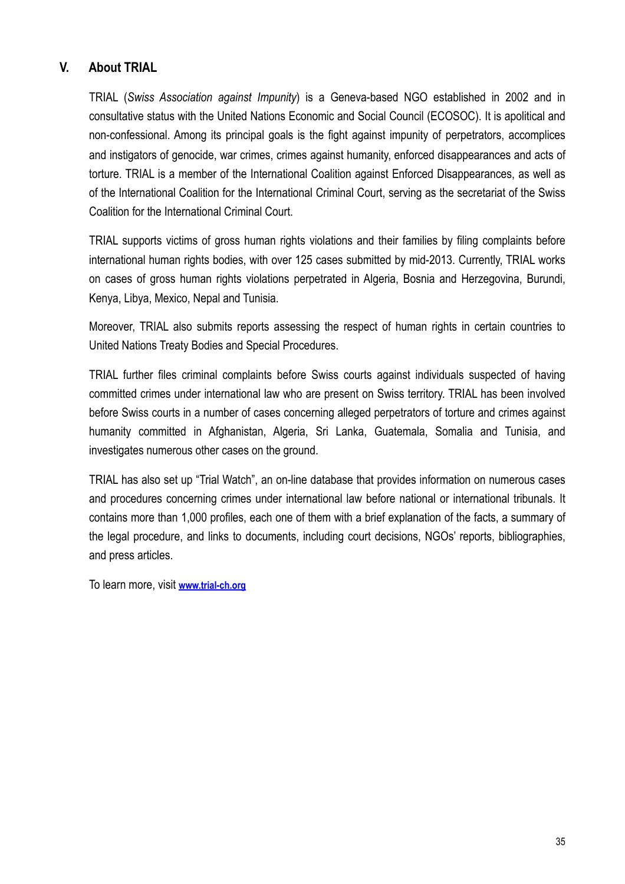## V. About TRIAL

TRIAL (*Swiss Association against Impunity*) is a Geneva-based NGO established in 2002 and in consultative status with the United Nations Economic and Social Council (ECOSOC). It is apolitical and non-confessional. Among its principal goals is the fight against impunity of perpetrators, accomplices and instigators of genocide, war crimes, crimes against humanity, enforced disappearances and acts of torture. TRIAL is a member of the International Coalition against Enforced Disappearances, as well as of the International Coalition for the International Criminal Court, serving as the secretariat of the Swiss Coalition for the International Criminal Court.

TRIAL supports victims of gross human rights violations and their families by filing complaints before international human rights bodies, with over 125 cases submitted by mid-2013. Currently, TRIAL works on cases of gross human rights violations perpetrated in Algeria, Bosnia and Herzegovina, Burundi, Kenya, Libya, Mexico, Nepal and Tunisia.

Moreover, TRIAL also submits reports assessing the respect of human rights in certain countries to United Nations Treaty Bodies and Special Procedures.

TRIAL further files criminal complaints before Swiss courts against individuals suspected of having committed crimes under international law who are present on Swiss territory. TRIAL has been involved before Swiss courts in a number of cases concerning alleged perpetrators of torture and crimes against humanity committed in Afghanistan, Algeria, Sri Lanka, Guatemala, Somalia and Tunisia, and investigates numerous other cases on the ground.

TRIAL has also set up "Trial Watch", an on-line database that provides information on numerous cases and procedures concerning crimes under international law before national or international tribunals. It contains more than 1,000 profiles, each one of them with a brief explanation of the facts, a summary of the legal procedure, and links to documents, including court decisions, NGOs' reports, bibliographies, and press articles.

To learn more, visit **www.trial-ch.org**